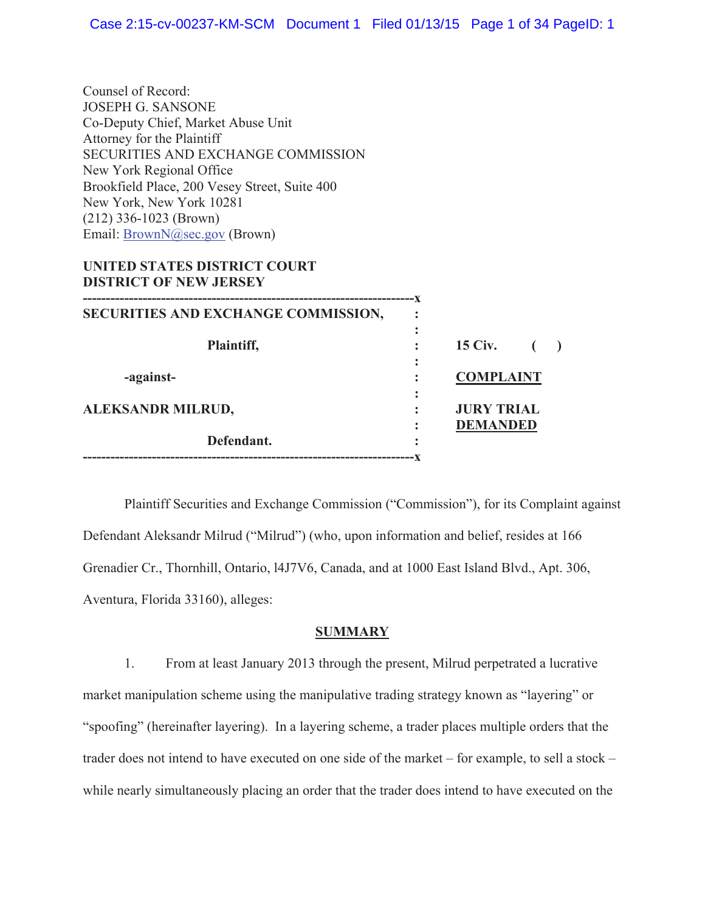Counsel of Record:
JOSEPH G. SANSONE
Co-Deputy Chief, Market Abuse Unit
Attorney for the Plaintiff
SECURITIES AND EXCHANGE COMMISSION
New York Regional Office
Brookfield Place, 200 Vesey Street, Suite 400
New York, New York 10281
(212) 336-1023 (Brown)
Email: BrownN@sec.gov (Brown)

**UNITED STATES DISTRICT COURT**
**DISTRICT OF NEW JERSEY**

| | | |
|---|---|---|
| **SECURITIES AND EXCHANGE COMMISSION,** | : | |
| **Plaintiff,** | : | **15 Civ. ( )** |
| **-against-** | : | **COMPLAINT** |
| **ALEKSANDR MILRUD,** | : | **JURY TRIAL DEMANDED** |
| **Defendant.** | : | |

Plaintiff Securities and Exchange Commission ("Commission"), for its Complaint against Defendant Aleksandr Milrud ("Milrud") (who, upon information and belief, resides at 166 Grenadier Cr., Thornhill, Ontario, l4J7V6, Canada, and at 1000 East Island Blvd., Apt. 306, Aventura, Florida 33160), alleges:

## SUMMARY

1. From at least January 2013 through the present, Milrud perpetrated a lucrative market manipulation scheme using the manipulative trading strategy known as "layering" or "spoofing" (hereinafter layering). In a layering scheme, a trader places multiple orders that the trader does not intend to have executed on one side of the market – for example, to sell a stock – while nearly simultaneously placing an order that the trader does intend to have executed on the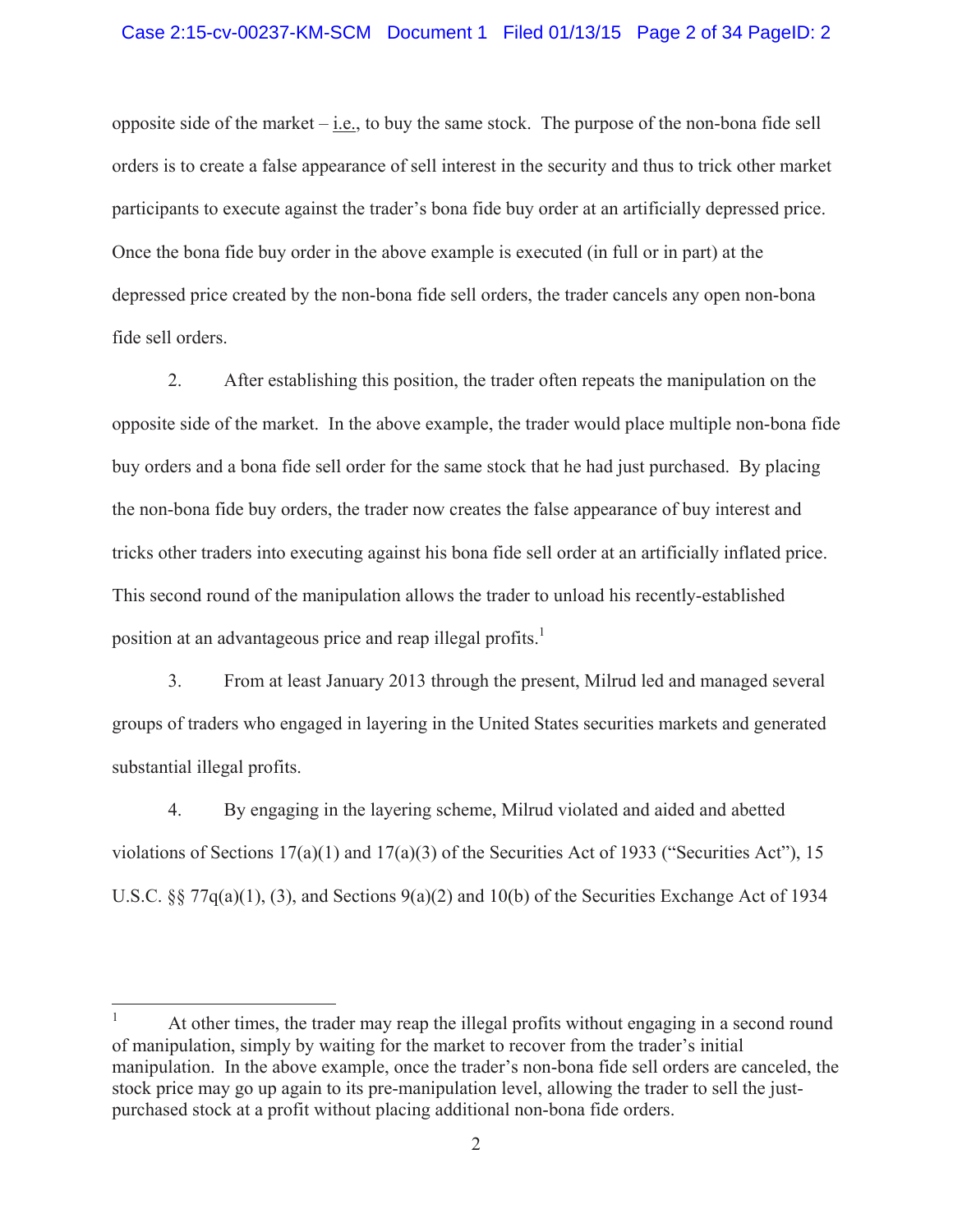opposite side of the market – i.e., to buy the same stock. The purpose of the non-bona fide sell orders is to create a false appearance of sell interest in the security and thus to trick other market participants to execute against the trader's bona fide buy order at an artificially depressed price. Once the bona fide buy order in the above example is executed (in full or in part) at the depressed price created by the non-bona fide sell orders, the trader cancels any open non-bona fide sell orders.

2. After establishing this position, the trader often repeats the manipulation on the opposite side of the market. In the above example, the trader would place multiple non-bona fide buy orders and a bona fide sell order for the same stock that he had just purchased. By placing the non-bona fide buy orders, the trader now creates the false appearance of buy interest and tricks other traders into executing against his bona fide sell order at an artificially inflated price. This second round of the manipulation allows the trader to unload his recently-established position at an advantageous price and reap illegal profits.[1]

3. From at least January 2013 through the present, Milrud led and managed several groups of traders who engaged in layering in the United States securities markets and generated substantial illegal profits.

4. By engaging in the layering scheme, Milrud violated and aided and abetted violations of Sections 17(a)(1) and 17(a)(3) of the Securities Act of 1933 ("Securities Act"), 15 U.S.C. §§ 77q(a)(1), (3), and Sections 9(a)(2) and 10(b) of the Securities Exchange Act of 1934

---

[1] At other times, the trader may reap the illegal profits without engaging in a second round of manipulation, simply by waiting for the market to recover from the trader's initial manipulation. In the above example, once the trader's non-bona fide sell orders are canceled, the stock price may go up again to its pre-manipulation level, allowing the trader to sell the just-purchased stock at a profit without placing additional non-bona fide orders.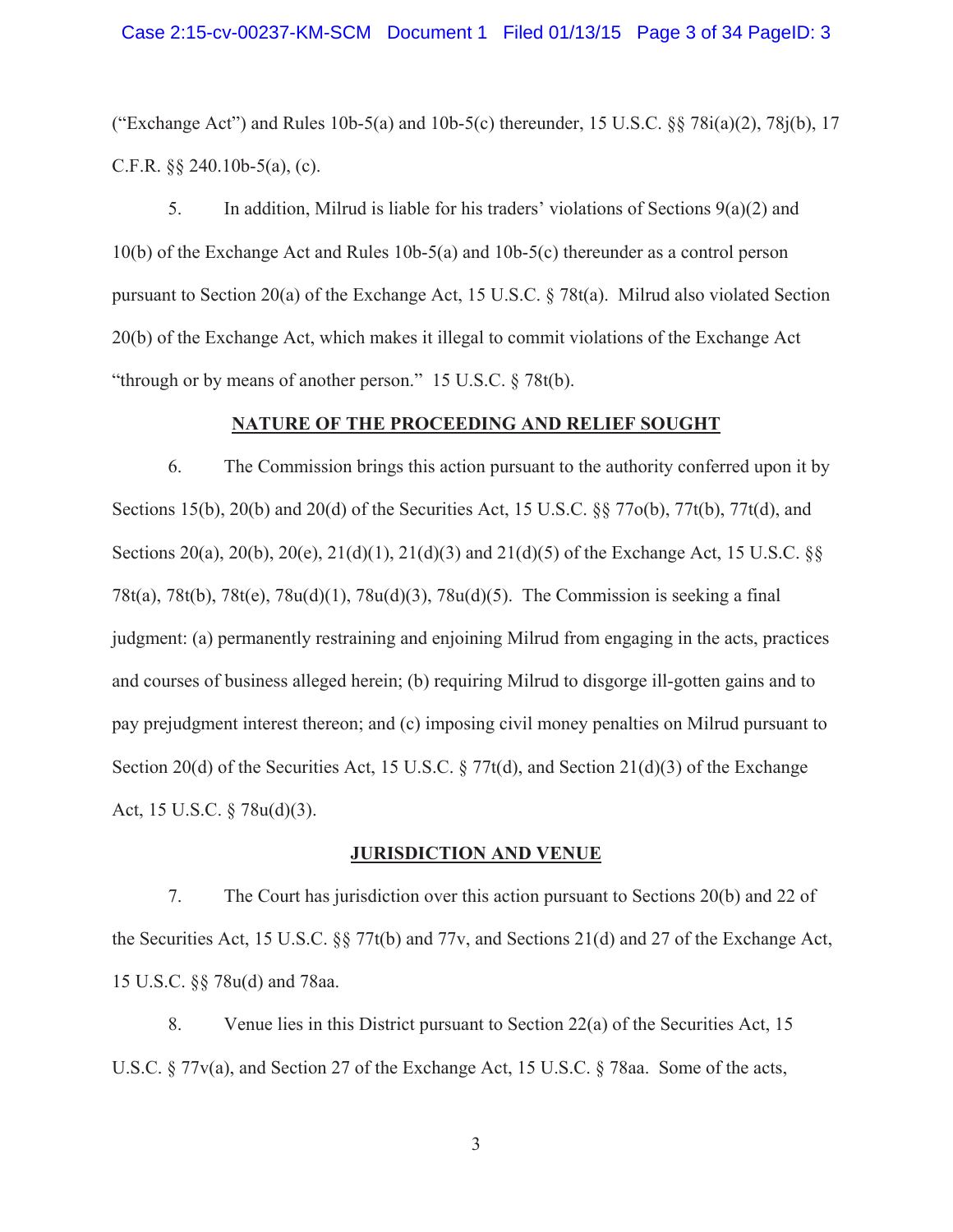("Exchange Act") and Rules 10b-5(a) and 10b-5(c) thereunder, 15 U.S.C. §§ 78i(a)(2), 78j(b), 17 C.F.R. §§ 240.10b-5(a), (c).

5. In addition, Milrud is liable for his traders' violations of Sections 9(a)(2) and 10(b) of the Exchange Act and Rules 10b-5(a) and 10b-5(c) thereunder as a control person pursuant to Section 20(a) of the Exchange Act, 15 U.S.C. § 78t(a). Milrud also violated Section 20(b) of the Exchange Act, which makes it illegal to commit violations of the Exchange Act "through or by means of another person." 15 U.S.C. § 78t(b).

## NATURE OF THE PROCEEDING AND RELIEF SOUGHT

6. The Commission brings this action pursuant to the authority conferred upon it by Sections 15(b), 20(b) and 20(d) of the Securities Act, 15 U.S.C. §§ 77o(b), 77t(b), 77t(d), and Sections 20(a), 20(b), 20(e), 21(d)(1), 21(d)(3) and 21(d)(5) of the Exchange Act, 15 U.S.C. §§ 78t(a), 78t(b), 78t(e), 78u(d)(1), 78u(d)(3), 78u(d)(5). The Commission is seeking a final judgment: (a) permanently restraining and enjoining Milrud from engaging in the acts, practices and courses of business alleged herein; (b) requiring Milrud to disgorge ill-gotten gains and to pay prejudgment interest thereon; and (c) imposing civil money penalties on Milrud pursuant to Section 20(d) of the Securities Act, 15 U.S.C. § 77t(d), and Section 21(d)(3) of the Exchange Act, 15 U.S.C. § 78u(d)(3).

## JURISDICTION AND VENUE

7. The Court has jurisdiction over this action pursuant to Sections 20(b) and 22 of the Securities Act, 15 U.S.C. §§ 77t(b) and 77v, and Sections 21(d) and 27 of the Exchange Act, 15 U.S.C. §§ 78u(d) and 78aa.

8. Venue lies in this District pursuant to Section 22(a) of the Securities Act, 15 U.S.C. § 77v(a), and Section 27 of the Exchange Act, 15 U.S.C. § 78aa. Some of the acts,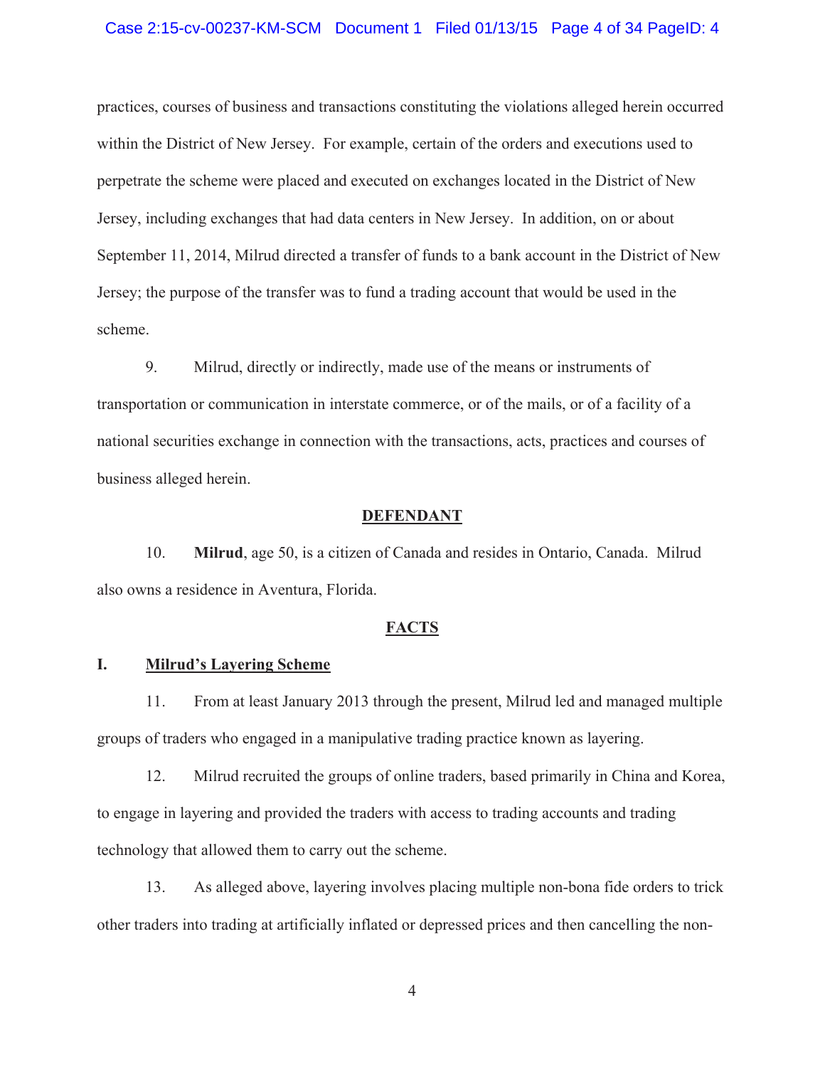practices, courses of business and transactions constituting the violations alleged herein occurred within the District of New Jersey. For example, certain of the orders and executions used to perpetrate the scheme were placed and executed on exchanges located in the District of New Jersey, including exchanges that had data centers in New Jersey. In addition, on or about September 11, 2014, Milrud directed a transfer of funds to a bank account in the District of New Jersey; the purpose of the transfer was to fund a trading account that would be used in the scheme.

9. Milrud, directly or indirectly, made use of the means or instruments of transportation or communication in interstate commerce, or of the mails, or of a facility of a national securities exchange in connection with the transactions, acts, practices and courses of business alleged herein.

## DEFENDANT

10. **Milrud**, age 50, is a citizen of Canada and resides in Ontario, Canada. Milrud also owns a residence in Aventura, Florida.

## FACTS

### I. Milrud's Layering Scheme

11. From at least January 2013 through the present, Milrud led and managed multiple groups of traders who engaged in a manipulative trading practice known as layering.

12. Milrud recruited the groups of online traders, based primarily in China and Korea, to engage in layering and provided the traders with access to trading accounts and trading technology that allowed them to carry out the scheme.

13. As alleged above, layering involves placing multiple non-bona fide orders to trick other traders into trading at artificially inflated or depressed prices and then cancelling the non-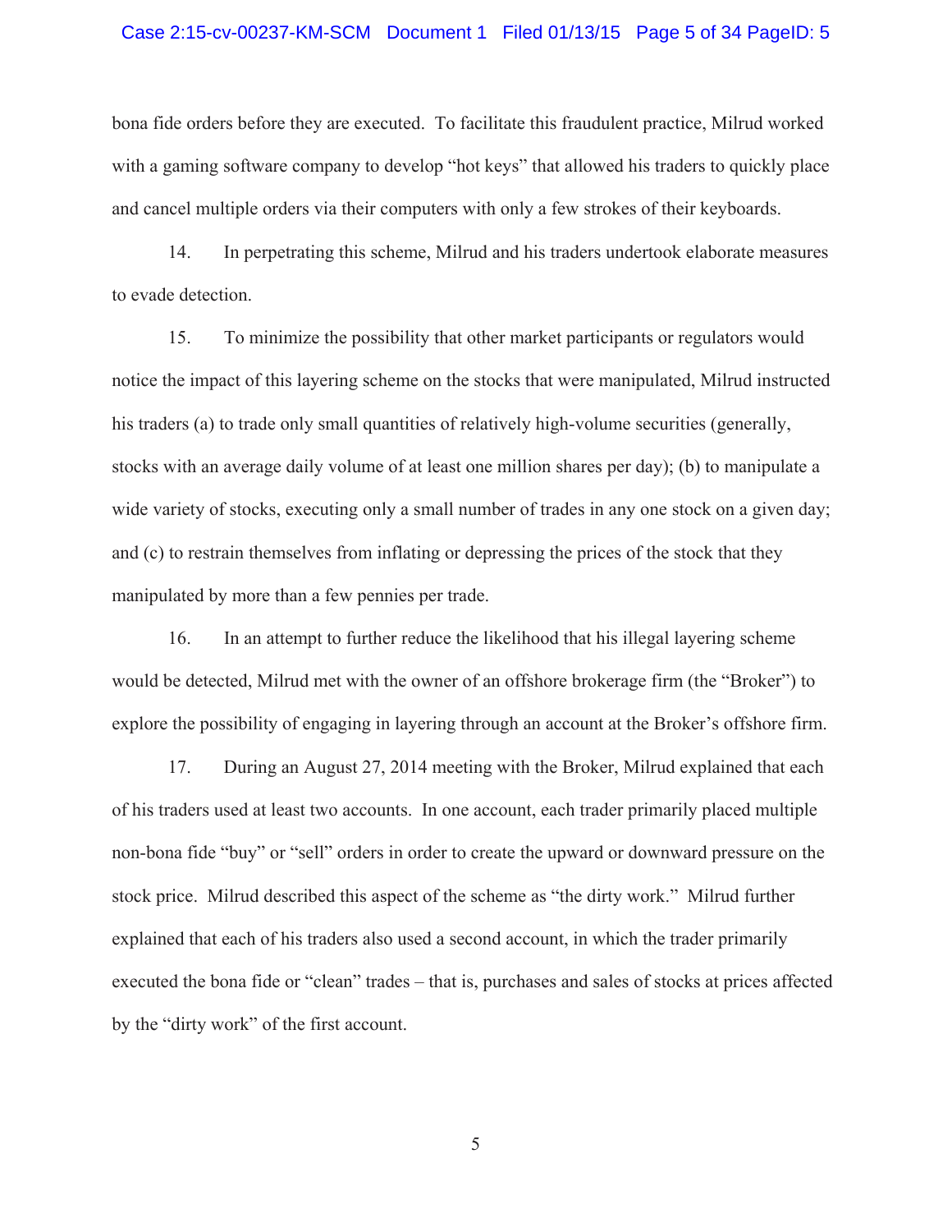bona fide orders before they are executed. To facilitate this fraudulent practice, Milrud worked with a gaming software company to develop "hot keys" that allowed his traders to quickly place and cancel multiple orders via their computers with only a few strokes of their keyboards.

14. In perpetrating this scheme, Milrud and his traders undertook elaborate measures to evade detection.

15. To minimize the possibility that other market participants or regulators would notice the impact of this layering scheme on the stocks that were manipulated, Milrud instructed his traders (a) to trade only small quantities of relatively high-volume securities (generally, stocks with an average daily volume of at least one million shares per day); (b) to manipulate a wide variety of stocks, executing only a small number of trades in any one stock on a given day; and (c) to restrain themselves from inflating or depressing the prices of the stock that they manipulated by more than a few pennies per trade.

16. In an attempt to further reduce the likelihood that his illegal layering scheme would be detected, Milrud met with the owner of an offshore brokerage firm (the "Broker") to explore the possibility of engaging in layering through an account at the Broker's offshore firm.

17. During an August 27, 2014 meeting with the Broker, Milrud explained that each of his traders used at least two accounts. In one account, each trader primarily placed multiple non-bona fide "buy" or "sell" orders in order to create the upward or downward pressure on the stock price. Milrud described this aspect of the scheme as "the dirty work." Milrud further explained that each of his traders also used a second account, in which the trader primarily executed the bona fide or "clean" trades – that is, purchases and sales of stocks at prices affected by the "dirty work" of the first account.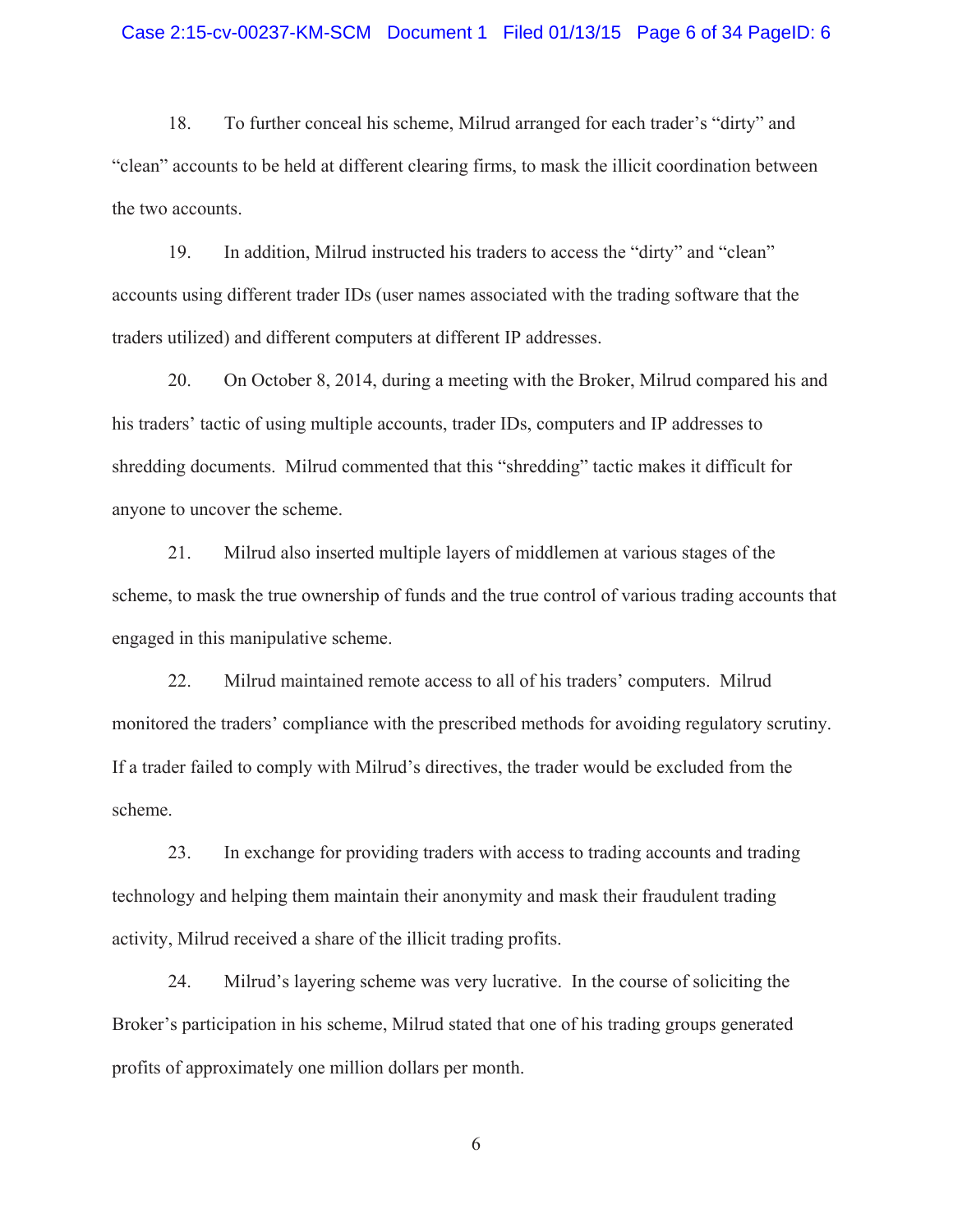18. To further conceal his scheme, Milrud arranged for each trader's "dirty" and "clean" accounts to be held at different clearing firms, to mask the illicit coordination between the two accounts.

19. In addition, Milrud instructed his traders to access the "dirty" and "clean" accounts using different trader IDs (user names associated with the trading software that the traders utilized) and different computers at different IP addresses.

20. On October 8, 2014, during a meeting with the Broker, Milrud compared his and his traders' tactic of using multiple accounts, trader IDs, computers and IP addresses to shredding documents. Milrud commented that this "shredding" tactic makes it difficult for anyone to uncover the scheme.

21. Milrud also inserted multiple layers of middlemen at various stages of the scheme, to mask the true ownership of funds and the true control of various trading accounts that engaged in this manipulative scheme.

22. Milrud maintained remote access to all of his traders' computers. Milrud monitored the traders' compliance with the prescribed methods for avoiding regulatory scrutiny. If a trader failed to comply with Milrud's directives, the trader would be excluded from the scheme.

23. In exchange for providing traders with access to trading accounts and trading technology and helping them maintain their anonymity and mask their fraudulent trading activity, Milrud received a share of the illicit trading profits.

24. Milrud's layering scheme was very lucrative. In the course of soliciting the Broker's participation in his scheme, Milrud stated that one of his trading groups generated profits of approximately one million dollars per month.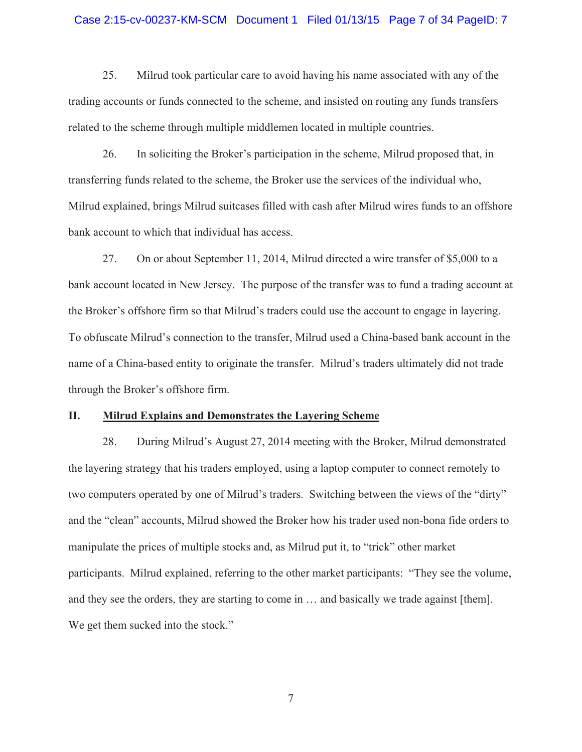25. Milrud took particular care to avoid having his name associated with any of the trading accounts or funds connected to the scheme, and insisted on routing any funds transfers related to the scheme through multiple middlemen located in multiple countries.

26. In soliciting the Broker's participation in the scheme, Milrud proposed that, in transferring funds related to the scheme, the Broker use the services of the individual who, Milrud explained, brings Milrud suitcases filled with cash after Milrud wires funds to an offshore bank account to which that individual has access.

27. On or about September 11, 2014, Milrud directed a wire transfer of $5,000 to a bank account located in New Jersey. The purpose of the transfer was to fund a trading account at the Broker's offshore firm so that Milrud's traders could use the account to engage in layering. To obfuscate Milrud's connection to the transfer, Milrud used a China-based bank account in the name of a China-based entity to originate the transfer. Milrud's traders ultimately did not trade through the Broker's offshore firm.

## II. Milrud Explains and Demonstrates the Layering Scheme

28. During Milrud's August 27, 2014 meeting with the Broker, Milrud demonstrated the layering strategy that his traders employed, using a laptop computer to connect remotely to two computers operated by one of Milrud's traders. Switching between the views of the "dirty" and the "clean" accounts, Milrud showed the Broker how his trader used non-bona fide orders to manipulate the prices of multiple stocks and, as Milrud put it, to "trick" other market participants. Milrud explained, referring to the other market participants: "They see the volume, and they see the orders, they are starting to come in … and basically we trade against [them]. We get them sucked into the stock."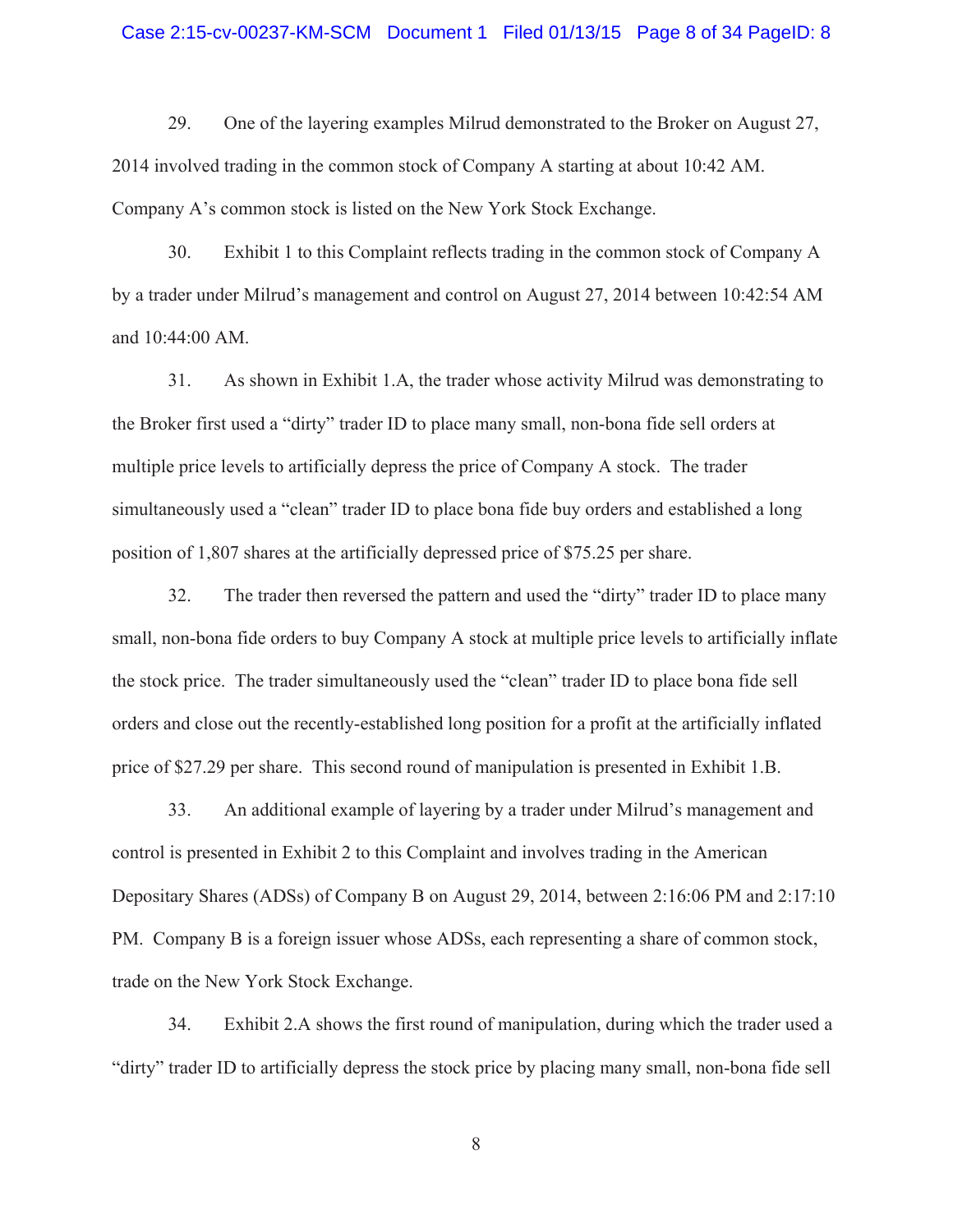29. One of the layering examples Milrud demonstrated to the Broker on August 27, 2014 involved trading in the common stock of Company A starting at about 10:42 AM. Company A's common stock is listed on the New York Stock Exchange.

30. Exhibit 1 to this Complaint reflects trading in the common stock of Company A by a trader under Milrud's management and control on August 27, 2014 between 10:42:54 AM and 10:44:00 AM.

31. As shown in Exhibit 1.A, the trader whose activity Milrud was demonstrating to the Broker first used a "dirty" trader ID to place many small, non-bona fide sell orders at multiple price levels to artificially depress the price of Company A stock. The trader simultaneously used a "clean" trader ID to place bona fide buy orders and established a long position of 1,807 shares at the artificially depressed price of $75.25 per share.

32. The trader then reversed the pattern and used the "dirty" trader ID to place many small, non-bona fide orders to buy Company A stock at multiple price levels to artificially inflate the stock price. The trader simultaneously used the "clean" trader ID to place bona fide sell orders and close out the recently-established long position for a profit at the artificially inflated price of $27.29 per share. This second round of manipulation is presented in Exhibit 1.B.

33. An additional example of layering by a trader under Milrud's management and control is presented in Exhibit 2 to this Complaint and involves trading in the American Depositary Shares (ADSs) of Company B on August 29, 2014, between 2:16:06 PM and 2:17:10 PM. Company B is a foreign issuer whose ADSs, each representing a share of common stock, trade on the New York Stock Exchange.

34. Exhibit 2.A shows the first round of manipulation, during which the trader used a "dirty" trader ID to artificially depress the stock price by placing many small, non-bona fide sell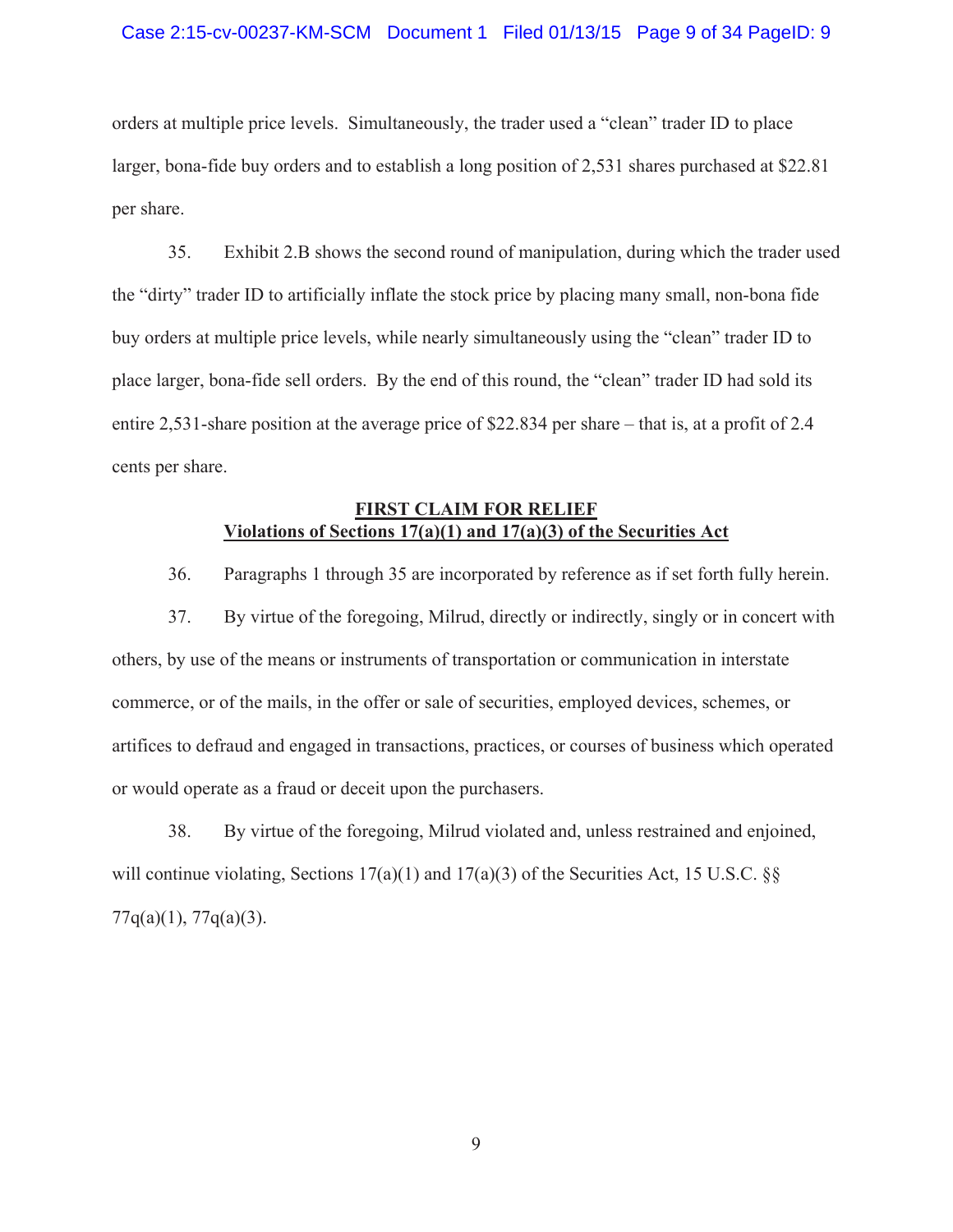orders at multiple price levels. Simultaneously, the trader used a "clean" trader ID to place larger, bona-fide buy orders and to establish a long position of 2,531 shares purchased at $22.81 per share.

35. Exhibit 2.B shows the second round of manipulation, during which the trader used the "dirty" trader ID to artificially inflate the stock price by placing many small, non-bona fide buy orders at multiple price levels, while nearly simultaneously using the "clean" trader ID to place larger, bona-fide sell orders. By the end of this round, the "clean" trader ID had sold its entire 2,531-share position at the average price of $22.834 per share – that is, at a profit of 2.4 cents per share.

## **FIRST CLAIM FOR RELIEF**
## **Violations of Sections 17(a)(1) and 17(a)(3) of the Securities Act**

36. Paragraphs 1 through 35 are incorporated by reference as if set forth fully herein.

37. By virtue of the foregoing, Milrud, directly or indirectly, singly or in concert with others, by use of the means or instruments of transportation or communication in interstate commerce, or of the mails, in the offer or sale of securities, employed devices, schemes, or artifices to defraud and engaged in transactions, practices, or courses of business which operated or would operate as a fraud or deceit upon the purchasers.

38. By virtue of the foregoing, Milrud violated and, unless restrained and enjoined, will continue violating, Sections 17(a)(1) and 17(a)(3) of the Securities Act, 15 U.S.C. §§ 77q(a)(1), 77q(a)(3).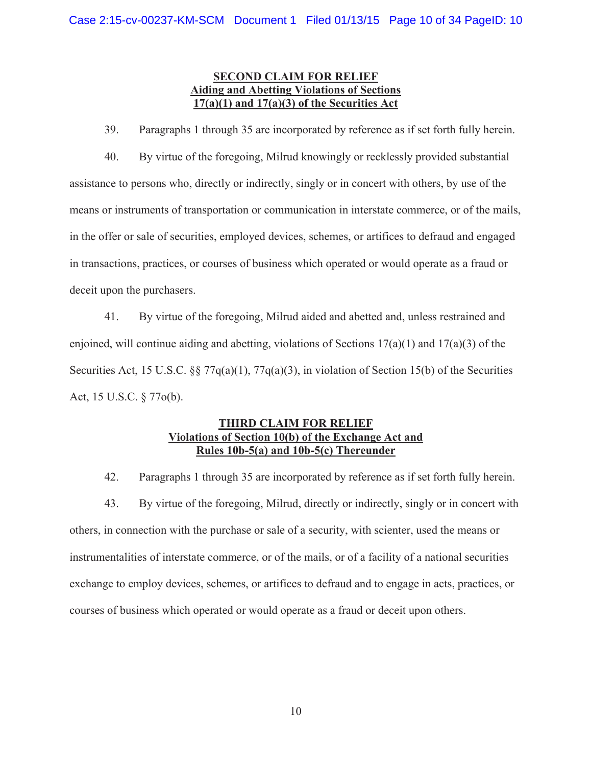**SECOND CLAIM FOR RELIEF**
**Aiding and Abetting Violations of Sections 17(a)(1) and 17(a)(3) of the Securities Act**

39. Paragraphs 1 through 35 are incorporated by reference as if set forth fully herein.

40. By virtue of the foregoing, Milrud knowingly or recklessly provided substantial assistance to persons who, directly or indirectly, singly or in concert with others, by use of the means or instruments of transportation or communication in interstate commerce, or of the mails, in the offer or sale of securities, employed devices, schemes, or artifices to defraud and engaged in transactions, practices, or courses of business which operated or would operate as a fraud or deceit upon the purchasers.

41. By virtue of the foregoing, Milrud aided and abetted and, unless restrained and enjoined, will continue aiding and abetting, violations of Sections 17(a)(1) and 17(a)(3) of the Securities Act, 15 U.S.C. §§ 77q(a)(1), 77q(a)(3), in violation of Section 15(b) of the Securities Act, 15 U.S.C. § 77o(b).

**THIRD CLAIM FOR RELIEF**
**Violations of Section 10(b) of the Exchange Act and Rules 10b-5(a) and 10b-5(c) Thereunder**

42. Paragraphs 1 through 35 are incorporated by reference as if set forth fully herein.

43. By virtue of the foregoing, Milrud, directly or indirectly, singly or in concert with others, in connection with the purchase or sale of a security, with scienter, used the means or instrumentalities of interstate commerce, or of the mails, or of a facility of a national securities exchange to employ devices, schemes, or artifices to defraud and to engage in acts, practices, or courses of business which operated or would operate as a fraud or deceit upon others.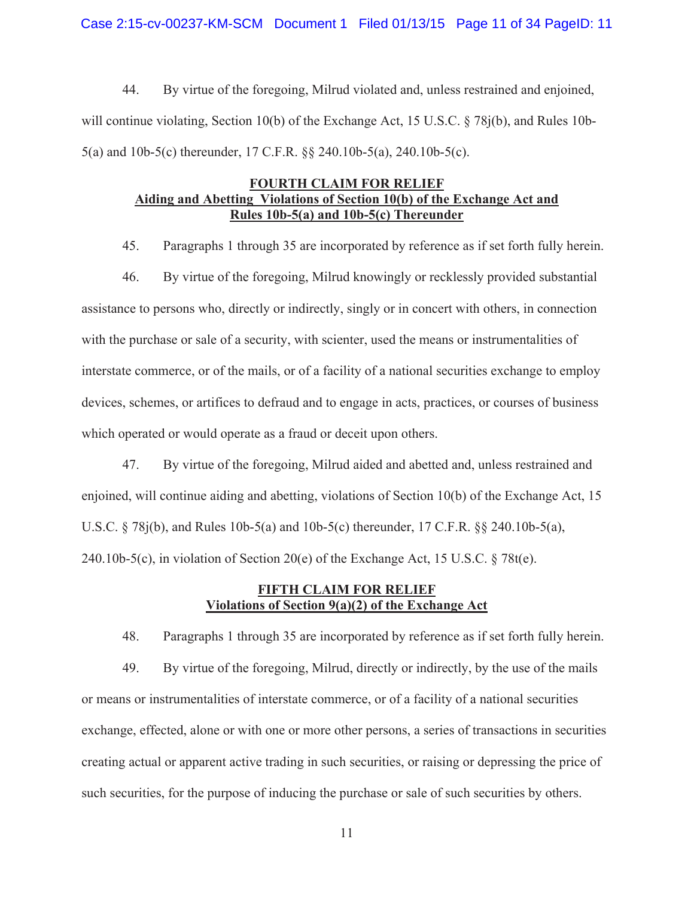44. By virtue of the foregoing, Milrud violated and, unless restrained and enjoined, will continue violating, Section 10(b) of the Exchange Act, 15 U.S.C. § 78j(b), and Rules 10b-5(a) and 10b-5(c) thereunder, 17 C.F.R. §§ 240.10b-5(a), 240.10b-5(c).

## FOURTH CLAIM FOR RELIEF
## Aiding and Abetting Violations of Section 10(b) of the Exchange Act and Rules 10b-5(a) and 10b-5(c) Thereunder

45. Paragraphs 1 through 35 are incorporated by reference as if set forth fully herein.

46. By virtue of the foregoing, Milrud knowingly or recklessly provided substantial assistance to persons who, directly or indirectly, singly or in concert with others, in connection with the purchase or sale of a security, with scienter, used the means or instrumentalities of interstate commerce, or of the mails, or of a facility of a national securities exchange to employ devices, schemes, or artifices to defraud and to engage in acts, practices, or courses of business which operated or would operate as a fraud or deceit upon others.

47. By virtue of the foregoing, Milrud aided and abetted and, unless restrained and enjoined, will continue aiding and abetting, violations of Section 10(b) of the Exchange Act, 15 U.S.C. § 78j(b), and Rules 10b-5(a) and 10b-5(c) thereunder, 17 C.F.R. §§ 240.10b-5(a), 240.10b-5(c), in violation of Section 20(e) of the Exchange Act, 15 U.S.C. § 78t(e).

## FIFTH CLAIM FOR RELIEF
## Violations of Section 9(a)(2) of the Exchange Act

48. Paragraphs 1 through 35 are incorporated by reference as if set forth fully herein.

49. By virtue of the foregoing, Milrud, directly or indirectly, by the use of the mails or means or instrumentalities of interstate commerce, or of a facility of a national securities exchange, effected, alone or with one or more other persons, a series of transactions in securities creating actual or apparent active trading in such securities, or raising or depressing the price of such securities, for the purpose of inducing the purchase or sale of such securities by others.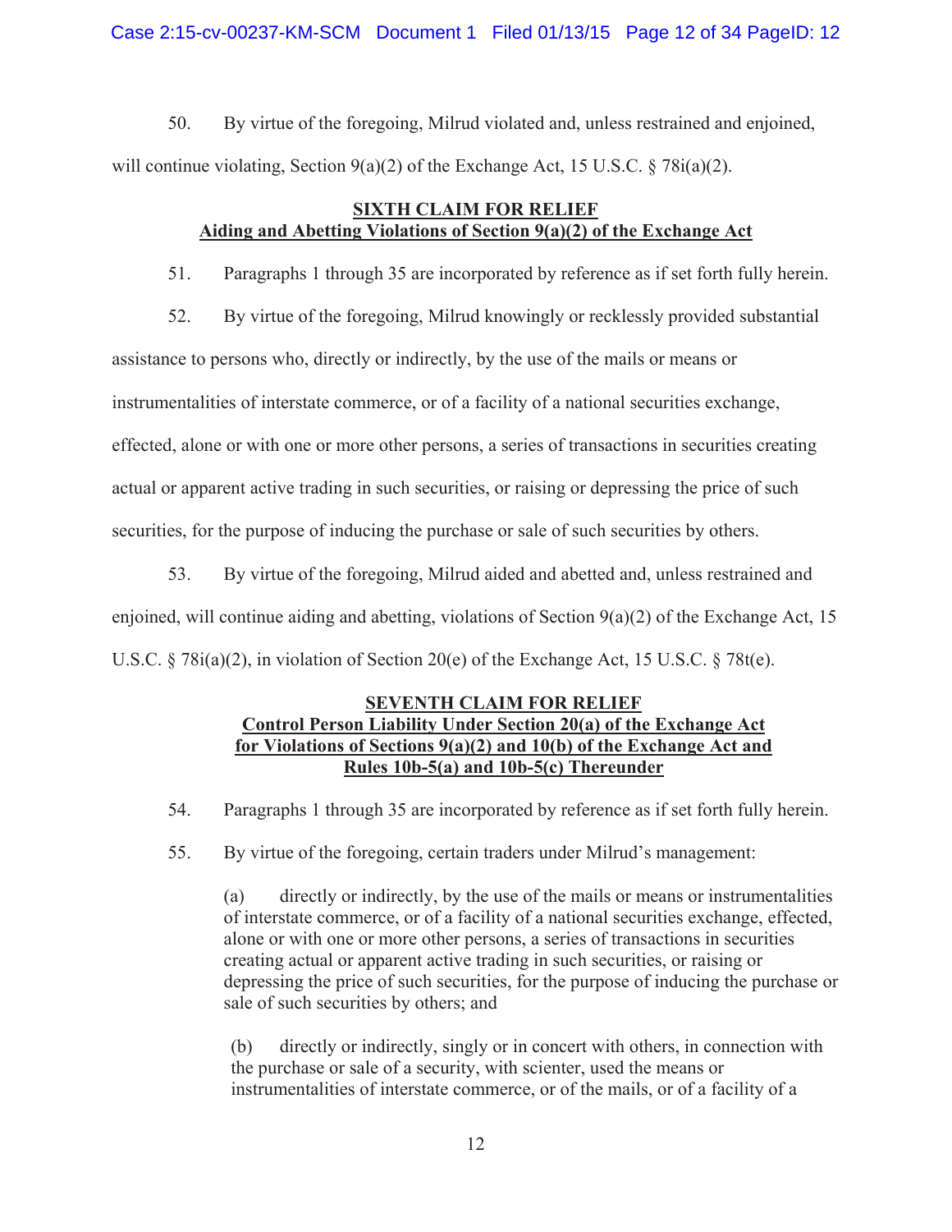50. By virtue of the foregoing, Milrud violated and, unless restrained and enjoined, will continue violating, Section 9(a)(2) of the Exchange Act, 15 U.S.C. § 78i(a)(2).

**SIXTH CLAIM FOR RELIEF**
**Aiding and Abetting Violations of Section 9(a)(2) of the Exchange Act**

51. Paragraphs 1 through 35 are incorporated by reference as if set forth fully herein.

52. By virtue of the foregoing, Milrud knowingly or recklessly provided substantial assistance to persons who, directly or indirectly, by the use of the mails or means or instrumentalities of interstate commerce, or of a facility of a national securities exchange, effected, alone or with one or more other persons, a series of transactions in securities creating actual or apparent active trading in such securities, or raising or depressing the price of such securities, for the purpose of inducing the purchase or sale of such securities by others.

53. By virtue of the foregoing, Milrud aided and abetted and, unless restrained and enjoined, will continue aiding and abetting, violations of Section 9(a)(2) of the Exchange Act, 15 U.S.C. § 78i(a)(2), in violation of Section 20(e) of the Exchange Act, 15 U.S.C. § 78t(e).

**SEVENTH CLAIM FOR RELIEF**
**Control Person Liability Under Section 20(a) of the Exchange Act for Violations of Sections 9(a)(2) and 10(b) of the Exchange Act and Rules 10b-5(a) and 10b-5(c) Thereunder**

54. Paragraphs 1 through 35 are incorporated by reference as if set forth fully herein.

55. By virtue of the foregoing, certain traders under Milrud's management:

> (a) directly or indirectly, by the use of the mails or means or instrumentalities of interstate commerce, or of a facility of a national securities exchange, effected, alone or with one or more other persons, a series of transactions in securities creating actual or apparent active trading in such securities, or raising or depressing the price of such securities, for the purpose of inducing the purchase or sale of such securities by others; and
>
> (b) directly or indirectly, singly or in concert with others, in connection with the purchase or sale of a security, with scienter, used the means or instrumentalities of interstate commerce, or of the mails, or of a facility of a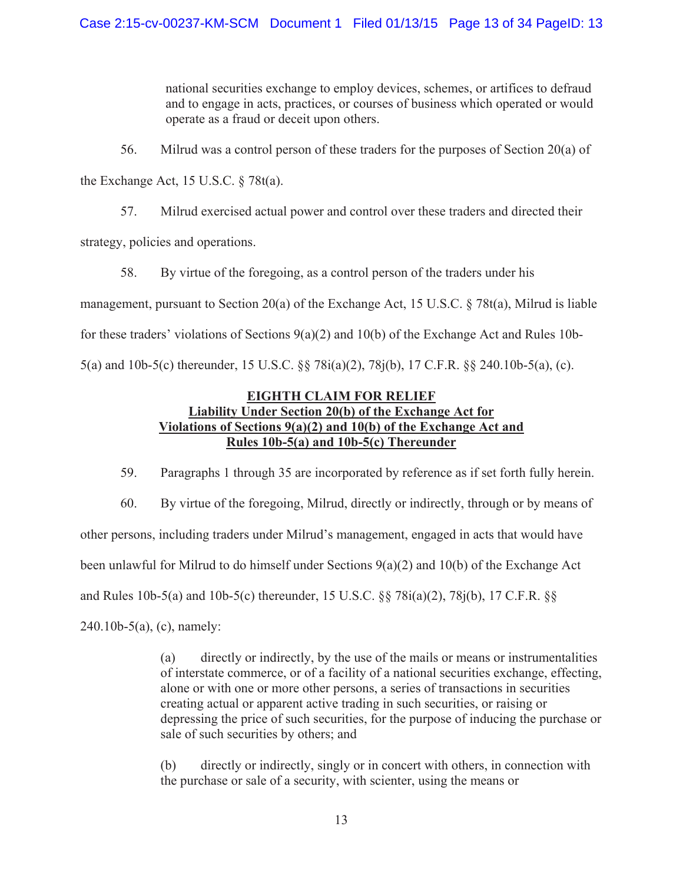national securities exchange to employ devices, schemes, or artifices to defraud and to engage in acts, practices, or courses of business which operated or would operate as a fraud or deceit upon others.

56. Milrud was a control person of these traders for the purposes of Section 20(a) of the Exchange Act, 15 U.S.C. § 78t(a).

57. Milrud exercised actual power and control over these traders and directed their strategy, policies and operations.

58. By virtue of the foregoing, as a control person of the traders under his management, pursuant to Section 20(a) of the Exchange Act, 15 U.S.C. § 78t(a), Milrud is liable for these traders' violations of Sections 9(a)(2) and 10(b) of the Exchange Act and Rules 10b-5(a) and 10b-5(c) thereunder, 15 U.S.C. §§ 78i(a)(2), 78j(b), 17 C.F.R. §§ 240.10b-5(a), (c).

## EIGHTH CLAIM FOR RELIEF
## Liability Under Section 20(b) of the Exchange Act for Violations of Sections 9(a)(2) and 10(b) of the Exchange Act and Rules 10b-5(a) and 10b-5(c) Thereunder

59. Paragraphs 1 through 35 are incorporated by reference as if set forth fully herein.

60. By virtue of the foregoing, Milrud, directly or indirectly, through or by means of other persons, including traders under Milrud's management, engaged in acts that would have been unlawful for Milrud to do himself under Sections 9(a)(2) and 10(b) of the Exchange Act and Rules 10b-5(a) and 10b-5(c) thereunder, 15 U.S.C. §§ 78i(a)(2), 78j(b), 17 C.F.R. §§ 240.10b-5(a), (c), namely:

> (a) directly or indirectly, by the use of the mails or means or instrumentalities of interstate commerce, or of a facility of a national securities exchange, effecting, alone or with one or more other persons, a series of transactions in securities creating actual or apparent active trading in such securities, or raising or depressing the price of such securities, for the purpose of inducing the purchase or sale of such securities by others; and
>
> (b) directly or indirectly, singly or in concert with others, in connection with the purchase or sale of a security, with scienter, using the means or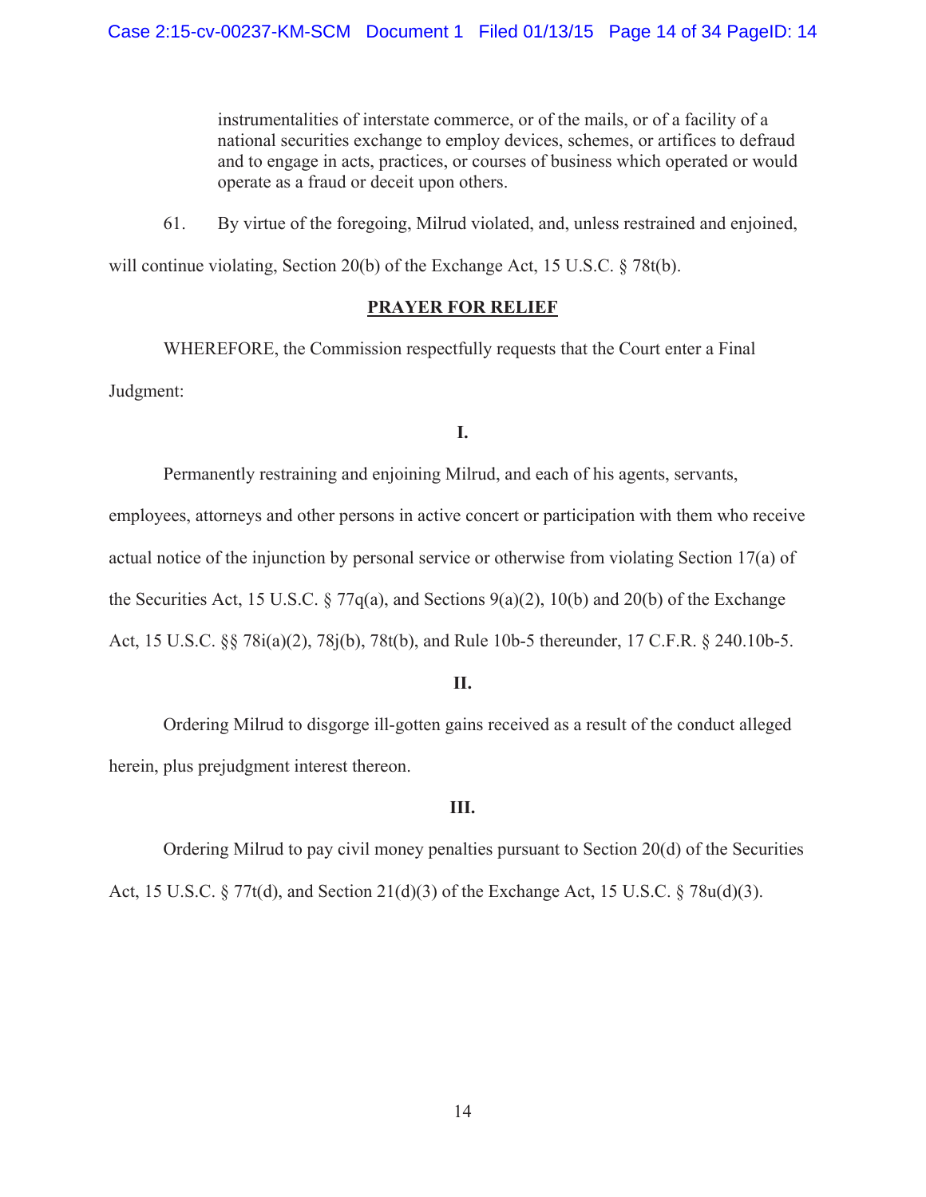> instrumentalities of interstate commerce, or of the mails, or of a facility of a national securities exchange to employ devices, schemes, or artifices to defraud and to engage in acts, practices, or courses of business which operated or would operate as a fraud or deceit upon others.

61. By virtue of the foregoing, Milrud violated, and, unless restrained and enjoined, will continue violating, Section 20(b) of the Exchange Act, 15 U.S.C. § 78t(b).

## PRAYER FOR RELIEF

WHEREFORE, the Commission respectfully requests that the Court enter a Final Judgment:

**I.**

Permanently restraining and enjoining Milrud, and each of his agents, servants, employees, attorneys and other persons in active concert or participation with them who receive actual notice of the injunction by personal service or otherwise from violating Section 17(a) of the Securities Act, 15 U.S.C. § 77q(a), and Sections 9(a)(2), 10(b) and 20(b) of the Exchange Act, 15 U.S.C. §§ 78i(a)(2), 78j(b), 78t(b), and Rule 10b-5 thereunder, 17 C.F.R. § 240.10b-5.

**II.**

Ordering Milrud to disgorge ill-gotten gains received as a result of the conduct alleged herein, plus prejudgment interest thereon.

**III.**

Ordering Milrud to pay civil money penalties pursuant to Section 20(d) of the Securities Act, 15 U.S.C. § 77t(d), and Section 21(d)(3) of the Exchange Act, 15 U.S.C. § 78u(d)(3).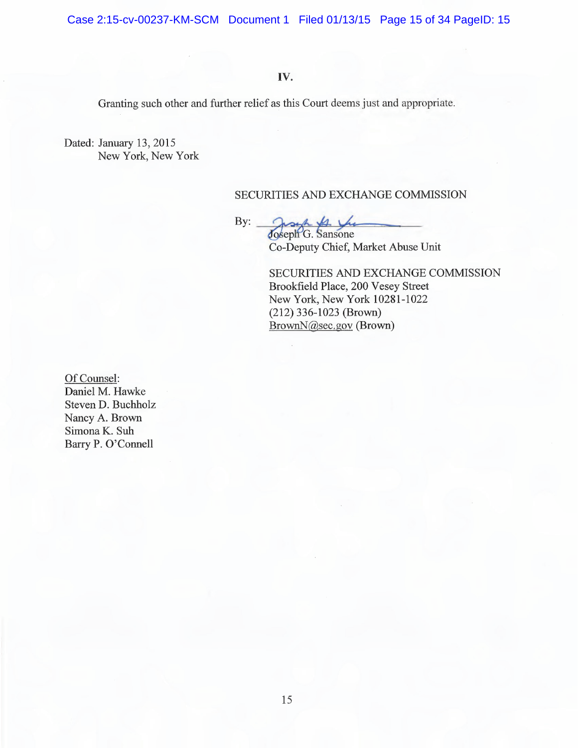IV.

Granting such other and further relief as this Court deems just and appropriate.

Dated: January 13, 2015
New York, New York

SECURITIES AND EXCHANGE COMMISSION

By: ______________________
Joseph G. Sansone
Co-Deputy Chief, Market Abuse Unit

SECURITIES AND EXCHANGE COMMISSION
Brookfield Place, 200 Vesey Street
New York, New York 10281-1022
(212) 336-1023 (Brown)
BrownN@sec.gov (Brown)

Of Counsel:
Daniel M. Hawke
Steven D. Buchholz
Nancy A. Brown
Simona K. Suh
Barry P. O'Connell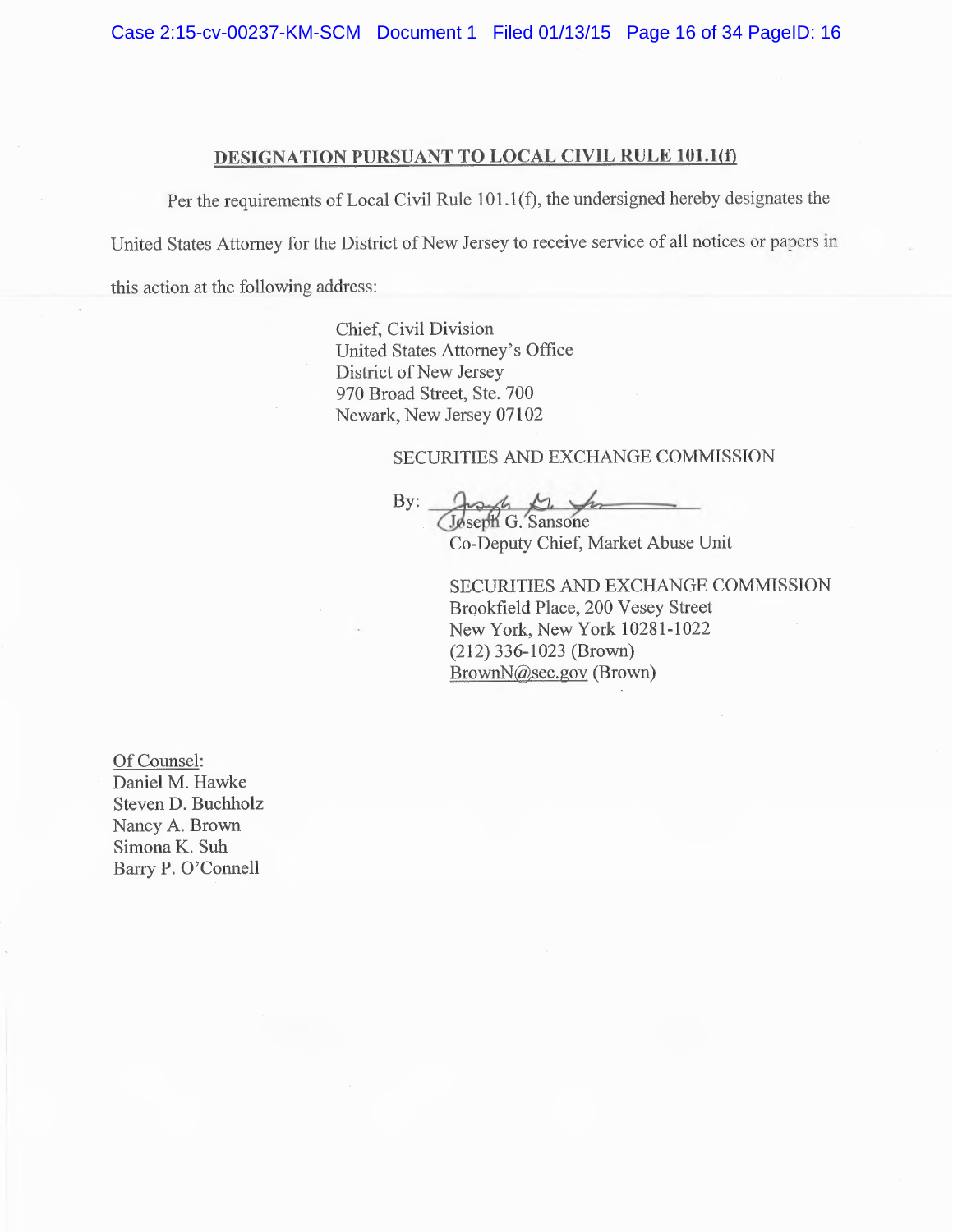## DESIGNATION PURSUANT TO LOCAL CIVIL RULE 101.1(f)

Per the requirements of Local Civil Rule 101.1(f), the undersigned hereby designates the United States Attorney for the District of New Jersey to receive service of all notices or papers in this action at the following address:

Chief, Civil Division
United States Attorney's Office
District of New Jersey
970 Broad Street, Ste. 700
Newark, New Jersey 07102

SECURITIES AND EXCHANGE COMMISSION

By: ______________________
Joseph G. Sansone
Co-Deputy Chief, Market Abuse Unit

SECURITIES AND EXCHANGE COMMISSION
Brookfield Place, 200 Vesey Street
New York, New York 10281-1022
(212) 336-1023 (Brown)
BrownN@sec.gov (Brown)

Of Counsel:
Daniel M. Hawke
Steven D. Buchholz
Nancy A. Brown
Simona K. Suh
Barry P. O'Connell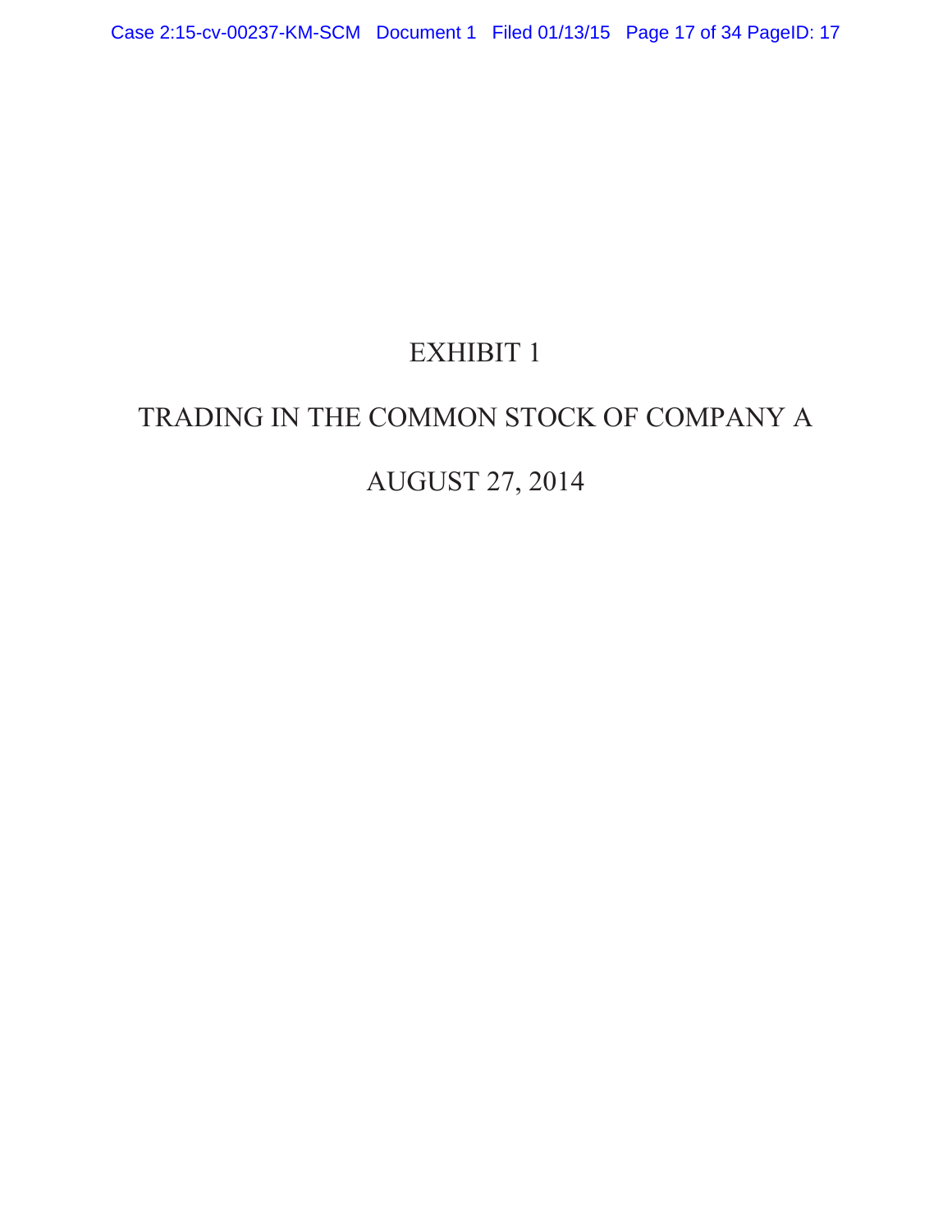# EXHIBIT 1

# TRADING IN THE COMMON STOCK OF COMPANY A

# AUGUST 27, 2014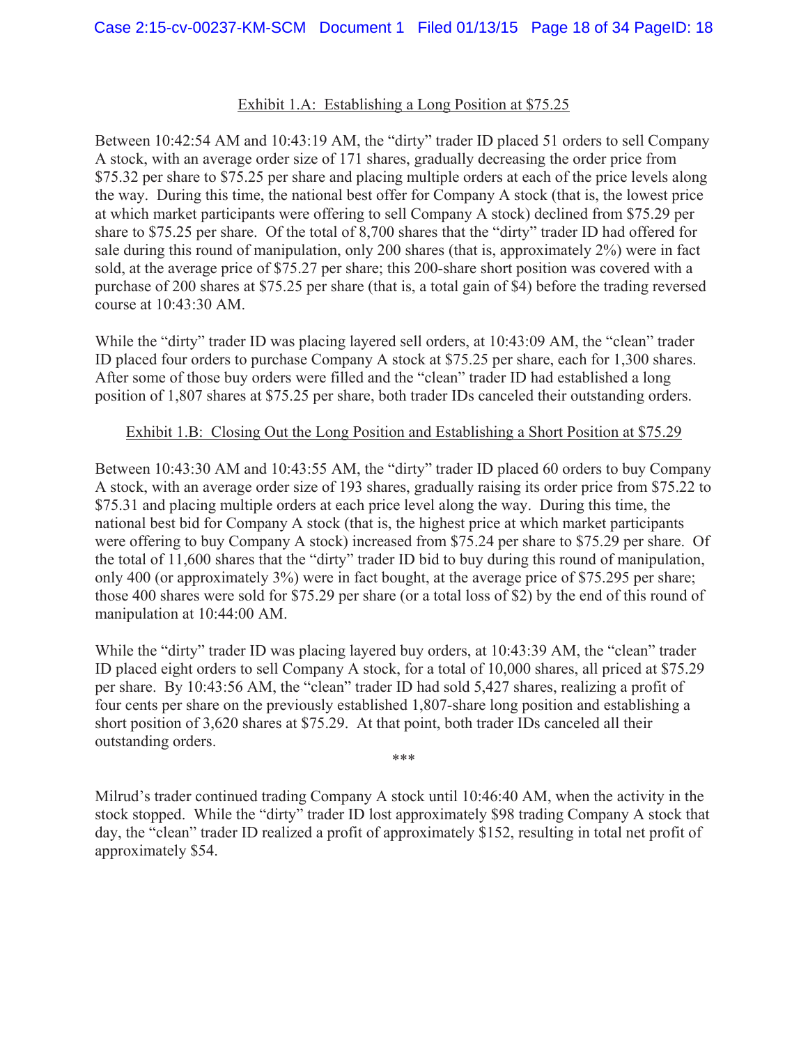Exhibit 1.A: Establishing a Long Position at $75.25

Between 10:42:54 AM and 10:43:19 AM, the "dirty" trader ID placed 51 orders to sell Company A stock, with an average order size of 171 shares, gradually decreasing the order price from $75.32 per share to $75.25 per share and placing multiple orders at each of the price levels along the way. During this time, the national best offer for Company A stock (that is, the lowest price at which market participants were offering to sell Company A stock) declined from $75.29 per share to $75.25 per share. Of the total of 8,700 shares that the "dirty" trader ID had offered for sale during this round of manipulation, only 200 shares (that is, approximately 2%) were in fact sold, at the average price of $75.27 per share; this 200-share short position was covered with a purchase of 200 shares at $75.25 per share (that is, a total gain of $4) before the trading reversed course at 10:43:30 AM.

While the "dirty" trader ID was placing layered sell orders, at 10:43:09 AM, the "clean" trader ID placed four orders to purchase Company A stock at $75.25 per share, each for 1,300 shares. After some of those buy orders were filled and the "clean" trader ID had established a long position of 1,807 shares at $75.25 per share, both trader IDs canceled their outstanding orders.

Exhibit 1.B: Closing Out the Long Position and Establishing a Short Position at $75.29

Between 10:43:30 AM and 10:43:55 AM, the "dirty" trader ID placed 60 orders to buy Company A stock, with an average order size of 193 shares, gradually raising its order price from $75.22 to $75.31 and placing multiple orders at each price level along the way. During this time, the national best bid for Company A stock (that is, the highest price at which market participants were offering to buy Company A stock) increased from $75.24 per share to $75.29 per share. Of the total of 11,600 shares that the "dirty" trader ID bid to buy during this round of manipulation, only 400 (or approximately 3%) were in fact bought, at the average price of $75.295 per share; those 400 shares were sold for $75.29 per share (or a total loss of $2) by the end of this round of manipulation at 10:44:00 AM.

While the "dirty" trader ID was placing layered buy orders, at 10:43:39 AM, the "clean" trader ID placed eight orders to sell Company A stock, for a total of 10,000 shares, all priced at $75.29 per share. By 10:43:56 AM, the "clean" trader ID had sold 5,427 shares, realizing a profit of four cents per share on the previously established 1,807-share long position and establishing a short position of 3,620 shares at $75.29. At that point, both trader IDs canceled all their outstanding orders.

***

Milrud's trader continued trading Company A stock until 10:46:40 AM, when the activity in the stock stopped. While the "dirty" trader ID lost approximately $98 trading Company A stock that day, the "clean" trader ID realized a profit of approximately $152, resulting in total net profit of approximately $54.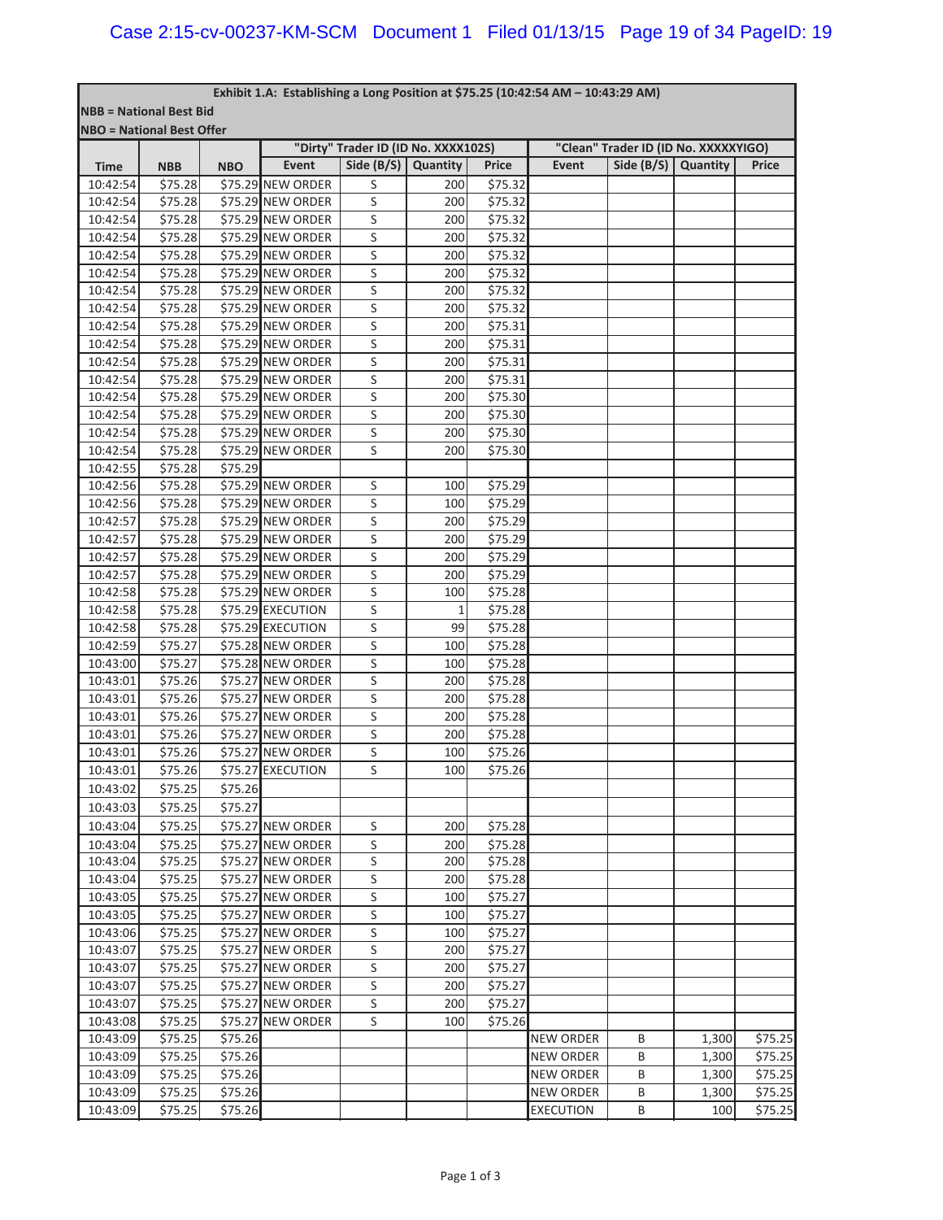**Exhibit 1.A: Establishing a Long Position at $75.25 (10:42:54 AM – 10:43:29 AM)**

**NBB = National Best Bid**

**NBO = National Best Offer**

| | | | "Dirty" Trader ID (ID No. XXXX102S) | | | | "Clean" Trader ID (ID No. XXXXXYIGO) | | | |
|---|---|---|---|---|---|---|---|---|---|---|
| **Time** | **NBB** | **NBO** | **Event** | **Side (B/S)** | **Quantity** | **Price** | **Event** | **Side (B/S)** | **Quantity** | **Price** |
| 10:42:54 | $75.28 | $75.29 | NEW ORDER | S | 200 | $75.32 | | | | |
| 10:42:54 | $75.28 | $75.29 | NEW ORDER | S | 200 | $75.32 | | | | |
| 10:42:54 | $75.28 | $75.29 | NEW ORDER | S | 200 | $75.32 | | | | |
| 10:42:54 | $75.28 | $75.29 | NEW ORDER | S | 200 | $75.32 | | | | |
| 10:42:54 | $75.28 | $75.29 | NEW ORDER | S | 200 | $75.32 | | | | |
| 10:42:54 | $75.28 | $75.29 | NEW ORDER | S | 200 | $75.32 | | | | |
| 10:42:54 | $75.28 | $75.29 | NEW ORDER | S | 200 | $75.32 | | | | |
| 10:42:54 | $75.28 | $75.29 | NEW ORDER | S | 200 | $75.32 | | | | |
| 10:42:54 | $75.28 | $75.29 | NEW ORDER | S | 200 | $75.31 | | | | |
| 10:42:54 | $75.28 | $75.29 | NEW ORDER | S | 200 | $75.31 | | | | |
| 10:42:54 | $75.28 | $75.29 | NEW ORDER | S | 200 | $75.31 | | | | |
| 10:42:54 | $75.28 | $75.29 | NEW ORDER | S | 200 | $75.31 | | | | |
| 10:42:54 | $75.28 | $75.29 | NEW ORDER | S | 200 | $75.30 | | | | |
| 10:42:54 | $75.28 | $75.29 | NEW ORDER | S | 200 | $75.30 | | | | |
| 10:42:54 | $75.28 | $75.29 | NEW ORDER | S | 200 | $75.30 | | | | |
| 10:42:54 | $75.28 | $75.29 | NEW ORDER | S | 200 | $75.30 | | | | |
| 10:42:55 | $75.28 | $75.29 | | | | | | | | |
| 10:42:56 | $75.28 | $75.29 | NEW ORDER | S | 100 | $75.29 | | | | |
| 10:42:56 | $75.28 | $75.29 | NEW ORDER | S | 100 | $75.29 | | | | |
| 10:42:57 | $75.28 | $75.29 | NEW ORDER | S | 200 | $75.29 | | | | |
| 10:42:57 | $75.28 | $75.29 | NEW ORDER | S | 200 | $75.29 | | | | |
| 10:42:57 | $75.28 | $75.29 | NEW ORDER | S | 200 | $75.29 | | | | |
| 10:42:57 | $75.28 | $75.29 | NEW ORDER | S | 200 | $75.29 | | | | |
| 10:42:58 | $75.28 | $75.29 | NEW ORDER | S | 100 | $75.28 | | | | |
| 10:42:58 | $75.28 | $75.29 | EXECUTION | S | 1 | $75.28 | | | | |
| 10:42:58 | $75.28 | $75.29 | EXECUTION | S | 99 | $75.28 | | | | |
| 10:42:59 | $75.27 | $75.28 | NEW ORDER | S | 100 | $75.28 | | | | |
| 10:43:00 | $75.27 | $75.28 | NEW ORDER | S | 100 | $75.28 | | | | |
| 10:43:01 | $75.26 | $75.27 | NEW ORDER | S | 200 | $75.28 | | | | |
| 10:43:01 | $75.26 | $75.27 | NEW ORDER | S | 200 | $75.28 | | | | |
| 10:43:01 | $75.26 | $75.27 | NEW ORDER | S | 200 | $75.28 | | | | |
| 10:43:01 | $75.26 | $75.27 | NEW ORDER | S | 200 | $75.28 | | | | |
| 10:43:01 | $75.26 | $75.27 | NEW ORDER | S | 100 | $75.26 | | | | |
| 10:43:01 | $75.26 | $75.27 | EXECUTION | S | 100 | $75.26 | | | | |
| 10:43:02 | $75.25 | $75.26 | | | | | | | | |
| 10:43:03 | $75.25 | $75.27 | | | | | | | | |
| 10:43:04 | $75.25 | $75.27 | NEW ORDER | S | 200 | $75.28 | | | | |
| 10:43:04 | $75.25 | $75.27 | NEW ORDER | S | 200 | $75.28 | | | | |
| 10:43:04 | $75.25 | $75.27 | NEW ORDER | S | 200 | $75.28 | | | | |
| 10:43:04 | $75.25 | $75.27 | NEW ORDER | S | 200 | $75.28 | | | | |
| 10:43:05 | $75.25 | $75.27 | NEW ORDER | S | 100 | $75.27 | | | | |
| 10:43:05 | $75.25 | $75.27 | NEW ORDER | S | 100 | $75.27 | | | | |
| 10:43:06 | $75.25 | $75.27 | NEW ORDER | S | 100 | $75.27 | | | | |
| 10:43:07 | $75.25 | $75.27 | NEW ORDER | S | 200 | $75.27 | | | | |
| 10:43:07 | $75.25 | $75.27 | NEW ORDER | S | 200 | $75.27 | | | | |
| 10:43:07 | $75.25 | $75.27 | NEW ORDER | S | 200 | $75.27 | | | | |
| 10:43:07 | $75.25 | $75.27 | NEW ORDER | S | 200 | $75.27 | | | | |
| 10:43:08 | $75.25 | $75.27 | NEW ORDER | S | 100 | $75.26 | | | | |
| 10:43:09 | $75.25 | $75.26 | | | | | NEW ORDER | B | 1,300 | $75.25 |
| 10:43:09 | $75.25 | $75.26 | | | | | NEW ORDER | B | 1,300 | $75.25 |
| 10:43:09 | $75.25 | $75.26 | | | | | NEW ORDER | B | 1,300 | $75.25 |
| 10:43:09 | $75.25 | $75.26 | | | | | NEW ORDER | B | 1,300 | $75.25 |
| 10:43:09 | $75.25 | $75.26 | | | | | EXECUTION | B | 100 | $75.25 |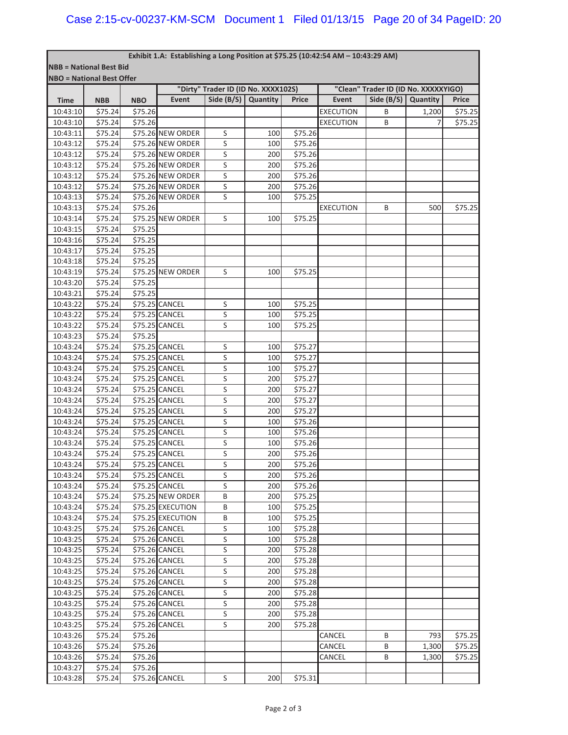| Exhibit 1.A: Establishing a Long Position at $75.25 (10:42:54 AM – 10:43:29 AM) | | | | | | | | | | |
|---|---|---|---|---|---|---|---|---|---|---|
| NBB = National Best Bid | | | | | | | | | | |
| NBO = National Best Offer | | | | | | | | | | |
| | | | "Dirty" Trader ID (ID No. XXXX102S) | | | | "Clean" Trader ID (ID No. XXXXXYIGO) | | | |
| Time | NBB | NBO | Event | Side (B/S) | Quantity | Price | Event | Side (B/S) | Quantity | Price |
| 10:43:10 | $75.24 | $75.26 | | | | | EXECUTION | B | 1,200 | $75.25 |
| 10:43:10 | $75.24 | $75.26 | | | | | EXECUTION | B | 7 | $75.25 |
| 10:43:11 | $75.24 | $75.26 | NEW ORDER | S | 100 | $75.26 | | | | |
| 10:43:12 | $75.24 | $75.26 | NEW ORDER | S | 100 | $75.26 | | | | |
| 10:43:12 | $75.24 | $75.26 | NEW ORDER | S | 200 | $75.26 | | | | |
| 10:43:12 | $75.24 | $75.26 | NEW ORDER | S | 200 | $75.26 | | | | |
| 10:43:12 | $75.24 | $75.26 | NEW ORDER | S | 200 | $75.26 | | | | |
| 10:43:12 | $75.24 | $75.26 | NEW ORDER | S | 200 | $75.26 | | | | |
| 10:43:13 | $75.24 | $75.26 | NEW ORDER | S | 100 | $75.25 | | | | |
| 10:43:13 | $75.24 | $75.26 | | | | | EXECUTION | B | 500 | $75.25 |
| 10:43:14 | $75.24 | $75.25 | NEW ORDER | S | 100 | $75.25 | | | | |
| 10:43:15 | $75.24 | $75.25 | | | | | | | | |
| 10:43:16 | $75.24 | $75.25 | | | | | | | | |
| 10:43:17 | $75.24 | $75.25 | | | | | | | | |
| 10:43:18 | $75.24 | $75.25 | | | | | | | | |
| 10:43:19 | $75.24 | $75.25 | NEW ORDER | S | 100 | $75.25 | | | | |
| 10:43:20 | $75.24 | $75.25 | | | | | | | | |
| 10:43:21 | $75.24 | $75.25 | | | | | | | | |
| 10:43:22 | $75.24 | $75.25 | CANCEL | S | 100 | $75.25 | | | | |
| 10:43:22 | $75.24 | $75.25 | CANCEL | S | 100 | $75.25 | | | | |
| 10:43:22 | $75.24 | $75.25 | CANCEL | S | 100 | $75.25 | | | | |
| 10:43:23 | $75.24 | $75.25 | | | | | | | | |
| 10:43:24 | $75.24 | $75.25 | CANCEL | S | 100 | $75.27 | | | | |
| 10:43:24 | $75.24 | $75.25 | CANCEL | S | 100 | $75.27 | | | | |
| 10:43:24 | $75.24 | $75.25 | CANCEL | S | 100 | $75.27 | | | | |
| 10:43:24 | $75.24 | $75.25 | CANCEL | S | 200 | $75.27 | | | | |
| 10:43:24 | $75.24 | $75.25 | CANCEL | S | 200 | $75.27 | | | | |
| 10:43:24 | $75.24 | $75.25 | CANCEL | S | 200 | $75.27 | | | | |
| 10:43:24 | $75.24 | $75.25 | CANCEL | S | 200 | $75.27 | | | | |
| 10:43:24 | $75.24 | $75.25 | CANCEL | S | 100 | $75.26 | | | | |
| 10:43:24 | $75.24 | $75.25 | CANCEL | S | 100 | $75.26 | | | | |
| 10:43:24 | $75.24 | $75.25 | CANCEL | S | 100 | $75.26 | | | | |
| 10:43:24 | $75.24 | $75.25 | CANCEL | S | 200 | $75.26 | | | | |
| 10:43:24 | $75.24 | $75.25 | CANCEL | S | 200 | $75.26 | | | | |
| 10:43:24 | $75.24 | $75.25 | CANCEL | S | 200 | $75.26 | | | | |
| 10:43:24 | $75.24 | $75.25 | CANCEL | S | 200 | $75.26 | | | | |
| 10:43:24 | $75.24 | $75.25 | NEW ORDER | B | 200 | $75.25 | | | | |
| 10:43:24 | $75.24 | $75.25 | EXECUTION | B | 100 | $75.25 | | | | |
| 10:43:24 | $75.24 | $75.25 | EXECUTION | B | 100 | $75.25 | | | | |
| 10:43:25 | $75.24 | $75.26 | CANCEL | S | 100 | $75.28 | | | | |
| 10:43:25 | $75.24 | $75.26 | CANCEL | S | 100 | $75.28 | | | | |
| 10:43:25 | $75.24 | $75.26 | CANCEL | S | 200 | $75.28 | | | | |
| 10:43:25 | $75.24 | $75.26 | CANCEL | S | 200 | $75.28 | | | | |
| 10:43:25 | $75.24 | $75.26 | CANCEL | S | 200 | $75.28 | | | | |
| 10:43:25 | $75.24 | $75.26 | CANCEL | S | 200 | $75.28 | | | | |
| 10:43:25 | $75.24 | $75.26 | CANCEL | S | 200 | $75.28 | | | | |
| 10:43:25 | $75.24 | $75.26 | CANCEL | S | 200 | $75.28 | | | | |
| 10:43:25 | $75.24 | $75.26 | CANCEL | S | 200 | $75.28 | | | | |
| 10:43:25 | $75.24 | $75.26 | CANCEL | S | 200 | $75.28 | | | | |
| 10:43:26 | $75.24 | $75.26 | | | | | CANCEL | B | 793 | $75.25 |
| 10:43:26 | $75.24 | $75.26 | | | | | CANCEL | B | 1,300 | $75.25 |
| 10:43:26 | $75.24 | $75.26 | | | | | CANCEL | B | 1,300 | $75.25 |
| 10:43:27 | $75.24 | $75.26 | | | | | | | | |
| 10:43:28 | $75.24 | $75.26 | CANCEL | S | 200 | $75.31 | | | | |

Page 2 of 3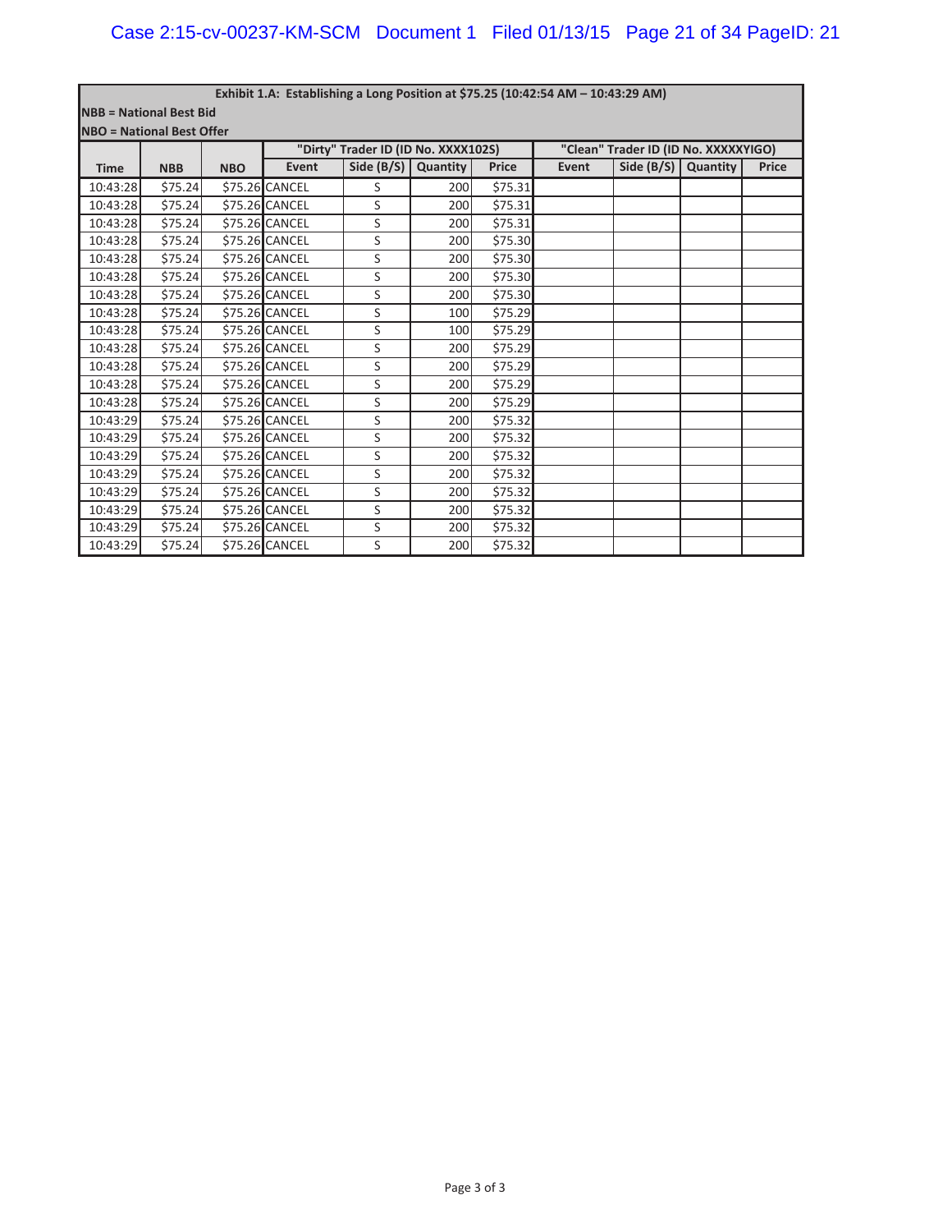| Exhibit 1.A: Establishing a Long Position at $75.25 (10:42:54 AM – 10:43:29 AM) | | | | | | | | | | |
|---|---|---|---|---|---|---|---|---|---|---|
| NBB = National Best Bid | | | | | | | | | | |
| NBO = National Best Offer | | | | | | | | | | |
| | | | "Dirty" Trader ID (ID No. XXXX102S) | | | | "Clean" Trader ID (ID No. XXXXXYIGO) | | | |
| Time | NBB | NBO | Event | Side (B/S) | Quantity | Price | Event | Side (B/S) | Quantity | Price |
| 10:43:28 | $75.24 | $75.26 | CANCEL | S | 200 | $75.31 | | | | |
| 10:43:28 | $75.24 | $75.26 | CANCEL | S | 200 | $75.31 | | | | |
| 10:43:28 | $75.24 | $75.26 | CANCEL | S | 200 | $75.31 | | | | |
| 10:43:28 | $75.24 | $75.26 | CANCEL | S | 200 | $75.30 | | | | |
| 10:43:28 | $75.24 | $75.26 | CANCEL | S | 200 | $75.30 | | | | |
| 10:43:28 | $75.24 | $75.26 | CANCEL | S | 200 | $75.30 | | | | |
| 10:43:28 | $75.24 | $75.26 | CANCEL | S | 200 | $75.30 | | | | |
| 10:43:28 | $75.24 | $75.26 | CANCEL | S | 100 | $75.29 | | | | |
| 10:43:28 | $75.24 | $75.26 | CANCEL | S | 100 | $75.29 | | | | |
| 10:43:28 | $75.24 | $75.26 | CANCEL | S | 200 | $75.29 | | | | |
| 10:43:28 | $75.24 | $75.26 | CANCEL | S | 200 | $75.29 | | | | |
| 10:43:28 | $75.24 | $75.26 | CANCEL | S | 200 | $75.29 | | | | |
| 10:43:28 | $75.24 | $75.26 | CANCEL | S | 200 | $75.29 | | | | |
| 10:43:28 | $75.24 | $75.26 | CANCEL | S | 200 | $75.32 | | | | |
| 10:43:29 | $75.24 | $75.26 | CANCEL | S | 200 | $75.32 | | | | |
| 10:43:29 | $75.24 | $75.26 | CANCEL | S | 200 | $75.32 | | | | |
| 10:43:29 | $75.24 | $75.26 | CANCEL | S | 200 | $75.32 | | | | |
| 10:43:29 | $75.24 | $75.26 | CANCEL | S | 200 | $75.32 | | | | |
| 10:43:29 | $75.24 | $75.26 | CANCEL | S | 200 | $75.32 | | | | |
| 10:43:29 | $75.24 | $75.26 | CANCEL | S | 200 | $75.32 | | | | |
| 10:43:29 | $75.24 | $75.26 | CANCEL | S | 200 | $75.32 | | | | |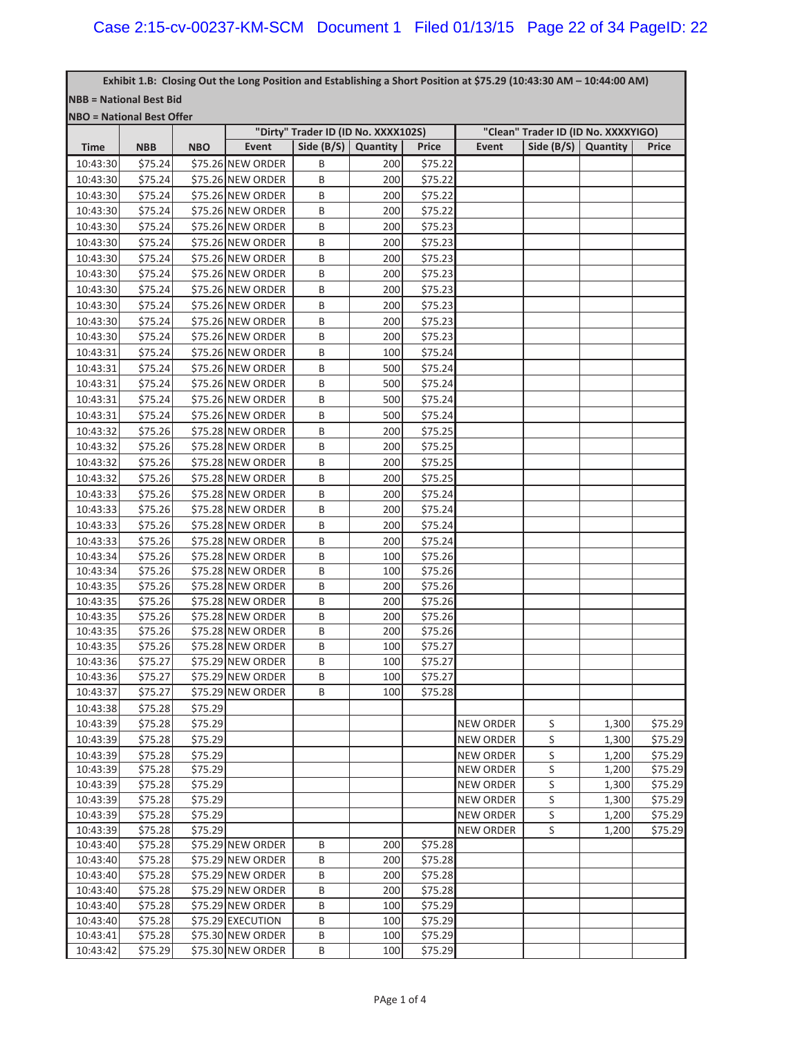**Exhibit 1.B: Closing Out the Long Position and Establishing a Short Position at $75.29 (10:43:30 AM – 10:44:00 AM)**

**NBB = National Best Bid**

**NBO = National Best Offer**

| | | | "Dirty" Trader ID (ID No. XXXX102S) | | | | "Clean" Trader ID (ID No. XXXXYIGO) | | | |
|---|---|---|---|---|---|---|---|---|---|---|
| **Time** | **NBB** | **NBO** | **Event** | **Side (B/S)** | **Quantity** | **Price** | **Event** | **Side (B/S)** | **Quantity** | **Price** |
| 10:43:30 | $75.24 | $75.26 | NEW ORDER | B | 200 | $75.22 | | | | |
| 10:43:30 | $75.24 | $75.26 | NEW ORDER | B | 200 | $75.22 | | | | |
| 10:43:30 | $75.24 | $75.26 | NEW ORDER | B | 200 | $75.22 | | | | |
| 10:43:30 | $75.24 | $75.26 | NEW ORDER | B | 200 | $75.22 | | | | |
| 10:43:30 | $75.24 | $75.26 | NEW ORDER | B | 200 | $75.23 | | | | |
| 10:43:30 | $75.24 | $75.26 | NEW ORDER | B | 200 | $75.23 | | | | |
| 10:43:30 | $75.24 | $75.26 | NEW ORDER | B | 200 | $75.23 | | | | |
| 10:43:30 | $75.24 | $75.26 | NEW ORDER | B | 200 | $75.23 | | | | |
| 10:43:30 | $75.24 | $75.26 | NEW ORDER | B | 200 | $75.23 | | | | |
| 10:43:30 | $75.24 | $75.26 | NEW ORDER | B | 200 | $75.23 | | | | |
| 10:43:30 | $75.24 | $75.26 | NEW ORDER | B | 200 | $75.23 | | | | |
| 10:43:30 | $75.24 | $75.26 | NEW ORDER | B | 200 | $75.23 | | | | |
| 10:43:31 | $75.24 | $75.26 | NEW ORDER | B | 100 | $75.24 | | | | |
| 10:43:31 | $75.24 | $75.26 | NEW ORDER | B | 500 | $75.24 | | | | |
| 10:43:31 | $75.24 | $75.26 | NEW ORDER | B | 500 | $75.24 | | | | |
| 10:43:31 | $75.24 | $75.26 | NEW ORDER | B | 500 | $75.24 | | | | |
| 10:43:31 | $75.24 | $75.26 | NEW ORDER | B | 500 | $75.24 | | | | |
| 10:43:32 | $75.26 | $75.28 | NEW ORDER | B | 200 | $75.25 | | | | |
| 10:43:32 | $75.26 | $75.28 | NEW ORDER | B | 200 | $75.25 | | | | |
| 10:43:32 | $75.26 | $75.28 | NEW ORDER | B | 200 | $75.25 | | | | |
| 10:43:32 | $75.26 | $75.28 | NEW ORDER | B | 200 | $75.25 | | | | |
| 10:43:33 | $75.26 | $75.28 | NEW ORDER | B | 200 | $75.24 | | | | |
| 10:43:33 | $75.26 | $75.28 | NEW ORDER | B | 200 | $75.24 | | | | |
| 10:43:33 | $75.26 | $75.28 | NEW ORDER | B | 200 | $75.24 | | | | |
| 10:43:33 | $75.26 | $75.28 | NEW ORDER | B | 200 | $75.24 | | | | |
| 10:43:34 | $75.26 | $75.28 | NEW ORDER | B | 100 | $75.26 | | | | |
| 10:43:34 | $75.26 | $75.28 | NEW ORDER | B | 100 | $75.26 | | | | |
| 10:43:35 | $75.26 | $75.28 | NEW ORDER | B | 200 | $75.26 | | | | |
| 10:43:35 | $75.26 | $75.28 | NEW ORDER | B | 200 | $75.26 | | | | |
| 10:43:35 | $75.26 | $75.28 | NEW ORDER | B | 200 | $75.26 | | | | |
| 10:43:35 | $75.26 | $75.28 | NEW ORDER | B | 200 | $75.26 | | | | |
| 10:43:35 | $75.26 | $75.28 | NEW ORDER | B | 100 | $75.27 | | | | |
| 10:43:36 | $75.27 | $75.29 | NEW ORDER | B | 100 | $75.27 | | | | |
| 10:43:36 | $75.27 | $75.29 | NEW ORDER | B | 100 | $75.27 | | | | |
| 10:43:37 | $75.27 | $75.29 | NEW ORDER | B | 100 | $75.28 | | | | |
| 10:43:38 | $75.28 | $75.29 | | | | | | | | |
| 10:43:39 | $75.28 | $75.29 | | | | | NEW ORDER | S | 1,300 | $75.29 |
| 10:43:39 | $75.28 | $75.29 | | | | | NEW ORDER | S | 1,300 | $75.29 |
| 10:43:39 | $75.28 | $75.29 | | | | | NEW ORDER | S | 1,200 | $75.29 |
| 10:43:39 | $75.28 | $75.29 | | | | | NEW ORDER | S | 1,200 | $75.29 |
| 10:43:39 | $75.28 | $75.29 | | | | | NEW ORDER | S | 1,300 | $75.29 |
| 10:43:39 | $75.28 | $75.29 | | | | | NEW ORDER | S | 1,300 | $75.29 |
| 10:43:39 | $75.28 | $75.29 | | | | | NEW ORDER | S | 1,200 | $75.29 |
| 10:43:39 | $75.28 | $75.29 | | | | | NEW ORDER | S | 1,200 | $75.29 |
| 10:43:40 | $75.28 | $75.29 | NEW ORDER | B | 200 | $75.28 | | | | |
| 10:43:40 | $75.28 | $75.29 | NEW ORDER | B | 200 | $75.28 | | | | |
| 10:43:40 | $75.28 | $75.29 | NEW ORDER | B | 200 | $75.28 | | | | |
| 10:43:40 | $75.28 | $75.29 | NEW ORDER | B | 200 | $75.28 | | | | |
| 10:43:40 | $75.28 | $75.29 | NEW ORDER | B | 100 | $75.29 | | | | |
| 10:43:40 | $75.28 | $75.29 | EXECUTION | B | 100 | $75.29 | | | | |
| 10:43:41 | $75.28 | $75.30 | NEW ORDER | B | 100 | $75.29 | | | | |
| 10:43:42 | $75.29 | $75.30 | NEW ORDER | B | 100 | $75.29 | | | | |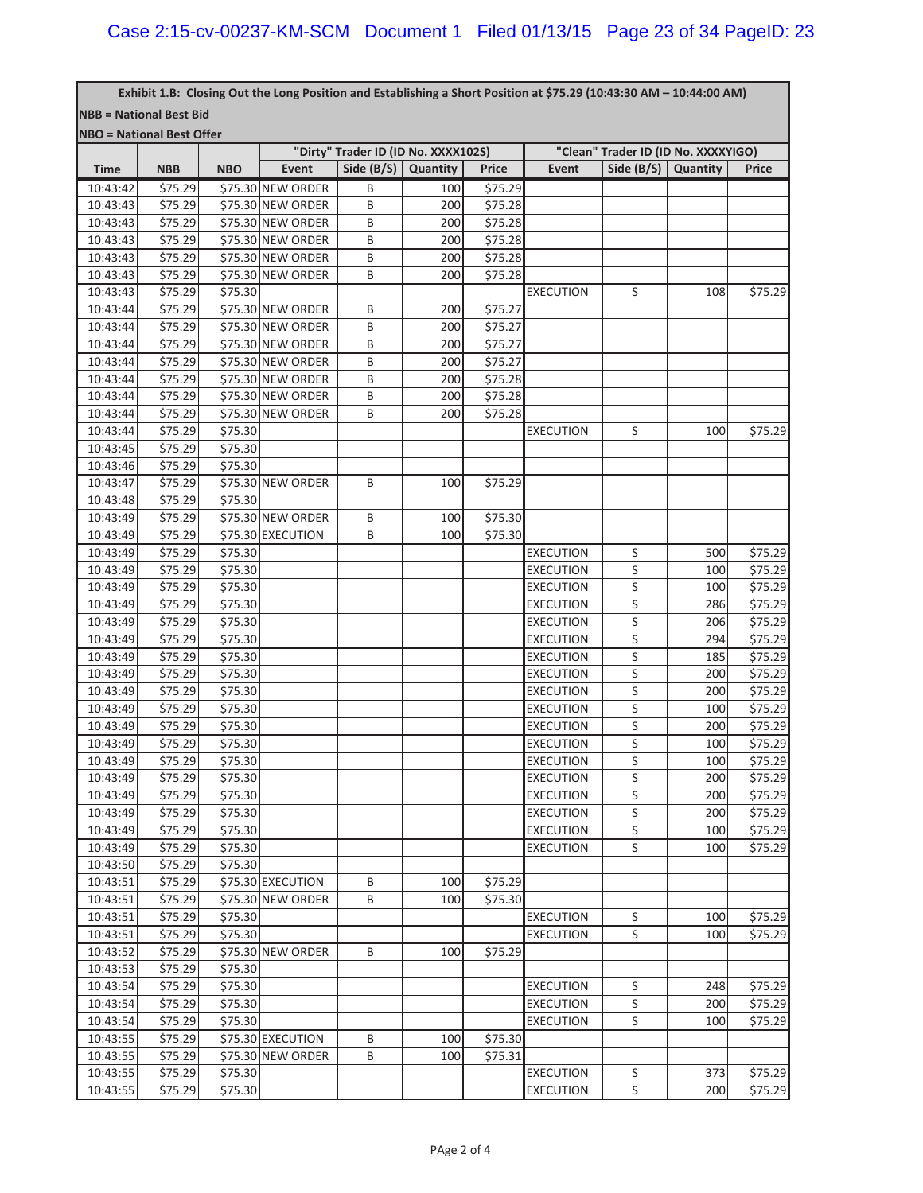**Exhibit 1.B: Closing Out the Long Position and Establishing a Short Position at $75.29 (10:43:30 AM – 10:44:00 AM)**

**NBB = National Best Bid**

**NBO = National Best Offer**

| | | | "Dirty" Trader ID (ID No. XXXX102S) | | | | "Clean" Trader ID (ID No. XXXXYIGO) | | |
|---|---|---|---|---|---|---|---|---|---|
| **Time** | **NBB** | **NBO** | **Event** | **Side (B/S)** | **Quantity** | **Price** | **Event** | **Side (B/S)** | **Quantity** | **Price** |
| 10:43:42 | $75.29 | $75.30 | NEW ORDER | B | 100 | $75.29 | | | | |
| 10:43:43 | $75.29 | $75.30 | NEW ORDER | B | 200 | $75.28 | | | | |
| 10:43:43 | $75.29 | $75.30 | NEW ORDER | B | 200 | $75.28 | | | | |
| 10:43:43 | $75.29 | $75.30 | NEW ORDER | B | 200 | $75.28 | | | | |
| 10:43:43 | $75.29 | $75.30 | NEW ORDER | B | 200 | $75.28 | | | | |
| 10:43:43 | $75.29 | $75.30 | NEW ORDER | B | 200 | $75.28 | | | | |
| 10:43:43 | $75.29 | $75.30 | | | | | EXECUTION | S | 108 | $75.29 |
| 10:43:44 | $75.29 | $75.30 | NEW ORDER | B | 200 | $75.27 | | | | |
| 10:43:44 | $75.29 | $75.30 | NEW ORDER | B | 200 | $75.27 | | | | |
| 10:43:44 | $75.29 | $75.30 | NEW ORDER | B | 200 | $75.27 | | | | |
| 10:43:44 | $75.29 | $75.30 | NEW ORDER | B | 200 | $75.27 | | | | |
| 10:43:44 | $75.29 | $75.30 | NEW ORDER | B | 200 | $75.28 | | | | |
| 10:43:44 | $75.29 | $75.30 | NEW ORDER | B | 200 | $75.28 | | | | |
| 10:43:44 | $75.29 | $75.30 | NEW ORDER | B | 200 | $75.28 | | | | |
| 10:43:44 | $75.29 | $75.30 | | | | | EXECUTION | S | 100 | $75.29 |
| 10:43:45 | $75.29 | $75.30 | | | | | | | | |
| 10:43:46 | $75.29 | $75.30 | | | | | | | | |
| 10:43:47 | $75.29 | $75.30 | NEW ORDER | B | 100 | $75.29 | | | | |
| 10:43:48 | $75.29 | $75.30 | | | | | | | | |
| 10:43:49 | $75.29 | $75.30 | NEW ORDER | B | 100 | $75.30 | | | | |
| 10:43:49 | $75.29 | $75.30 | EXECUTION | B | 100 | $75.30 | | | | |
| 10:43:49 | $75.29 | $75.30 | | | | | EXECUTION | S | 500 | $75.29 |
| 10:43:49 | $75.29 | $75.30 | | | | | EXECUTION | S | 100 | $75.29 |
| 10:43:49 | $75.29 | $75.30 | | | | | EXECUTION | S | 100 | $75.29 |
| 10:43:49 | $75.29 | $75.30 | | | | | EXECUTION | S | 286 | $75.29 |
| 10:43:49 | $75.29 | $75.30 | | | | | EXECUTION | S | 206 | $75.29 |
| 10:43:49 | $75.29 | $75.30 | | | | | EXECUTION | S | 294 | $75.29 |
| 10:43:49 | $75.29 | $75.30 | | | | | EXECUTION | S | 185 | $75.29 |
| 10:43:49 | $75.29 | $75.30 | | | | | EXECUTION | S | 200 | $75.29 |
| 10:43:49 | $75.29 | $75.30 | | | | | EXECUTION | S | 200 | $75.29 |
| 10:43:49 | $75.29 | $75.30 | | | | | EXECUTION | S | 100 | $75.29 |
| 10:43:49 | $75.29 | $75.30 | | | | | EXECUTION | S | 200 | $75.29 |
| 10:43:49 | $75.29 | $75.30 | | | | | EXECUTION | S | 100 | $75.29 |
| 10:43:49 | $75.29 | $75.30 | | | | | EXECUTION | S | 100 | $75.29 |
| 10:43:49 | $75.29 | $75.30 | | | | | EXECUTION | S | 200 | $75.29 |
| 10:43:49 | $75.29 | $75.30 | | | | | EXECUTION | S | 200 | $75.29 |
| 10:43:49 | $75.29 | $75.30 | | | | | EXECUTION | S | 200 | $75.29 |
| 10:43:49 | $75.29 | $75.30 | | | | | EXECUTION | S | 100 | $75.29 |
| 10:43:49 | $75.29 | $75.30 | | | | | EXECUTION | S | 100 | $75.29 |
| 10:43:50 | $75.29 | $75.30 | | | | | | | | |
| 10:43:51 | $75.29 | $75.30 | EXECUTION | B | 100 | $75.29 | | | | |
| 10:43:51 | $75.29 | $75.30 | NEW ORDER | B | 100 | $75.30 | | | | |
| 10:43:51 | $75.29 | $75.30 | | | | | EXECUTION | S | 100 | $75.29 |
| 10:43:51 | $75.29 | $75.30 | | | | | EXECUTION | S | 100 | $75.29 |
| 10:43:52 | $75.29 | $75.30 | NEW ORDER | B | 100 | $75.29 | | | | |
| 10:43:53 | $75.29 | $75.30 | | | | | | | | |
| 10:43:54 | $75.29 | $75.30 | | | | | EXECUTION | S | 248 | $75.29 |
| 10:43:54 | $75.29 | $75.30 | | | | | EXECUTION | S | 200 | $75.29 |
| 10:43:54 | $75.29 | $75.30 | | | | | EXECUTION | S | 100 | $75.29 |
| 10:43:55 | $75.29 | $75.30 | EXECUTION | B | 100 | $75.30 | | | | |
| 10:43:55 | $75.29 | $75.30 | NEW ORDER | B | 100 | $75.31 | | | | |
| 10:43:55 | $75.29 | $75.30 | | | | | EXECUTION | S | 373 | $75.29 |
| 10:43:55 | $75.29 | $75.30 | | | | | EXECUTION | S | 200 | $75.29 |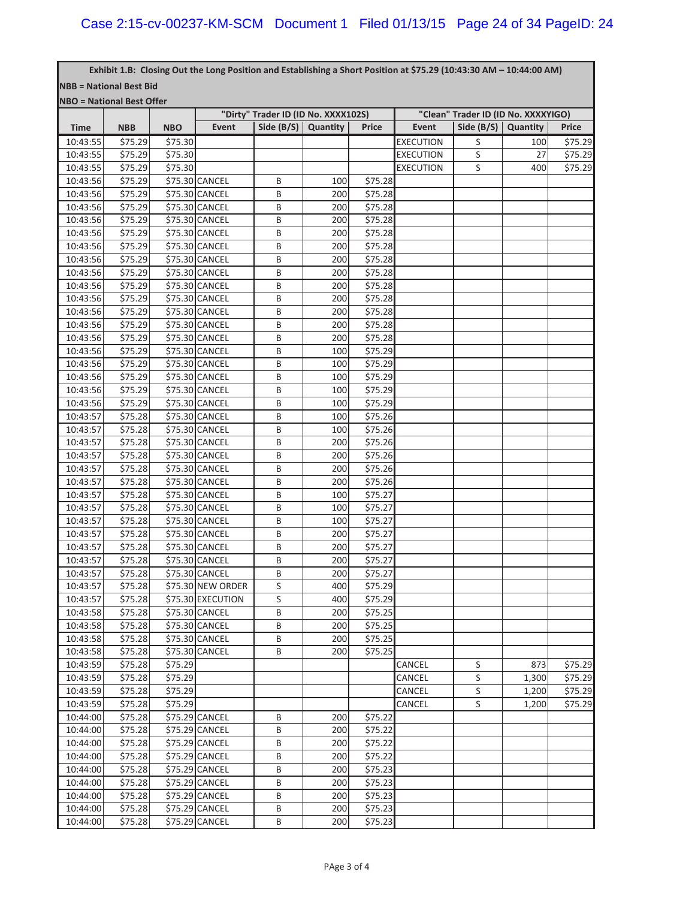| Exhibit 1.B: Closing Out the Long Position and Establishing a Short Position at $75.29 (10:43:30 AM – 10:44:00 AM) | | | | | | | | | | |
|---|---|---|---|---|---|---|---|---|---|---|
| NBB = National Best Bid | | | | | | | | | | |
| NBO = National Best Offer | | | | | | | | | | |
| | | | "Dirty" Trader ID (ID No. XXXX102S) | | | | "Clean" Trader ID (ID No. XXXXYIGO) | | | |
| Time | NBB | NBO | Event | Side (B/S) | Quantity | Price | Event | Side (B/S) | Quantity | Price |
| 10:43:55 | $75.29 | $75.30 | | | | | EXECUTION | S | 100 | $75.29 |
| 10:43:55 | $75.29 | $75.30 | | | | | EXECUTION | S | 27 | $75.29 |
| 10:43:55 | $75.29 | $75.30 | | | | | EXECUTION | S | 400 | $75.29 |
| 10:43:56 | $75.29 | $75.30 | CANCEL | B | 100 | $75.28 | | | | |
| 10:43:56 | $75.29 | $75.30 | CANCEL | B | 200 | $75.28 | | | | |
| 10:43:56 | $75.29 | $75.30 | CANCEL | B | 200 | $75.28 | | | | |
| 10:43:56 | $75.29 | $75.30 | CANCEL | B | 200 | $75.28 | | | | |
| 10:43:56 | $75.29 | $75.30 | CANCEL | B | 200 | $75.28 | | | | |
| 10:43:56 | $75.29 | $75.30 | CANCEL | B | 200 | $75.28 | | | | |
| 10:43:56 | $75.29 | $75.30 | CANCEL | B | 200 | $75.28 | | | | |
| 10:43:56 | $75.29 | $75.30 | CANCEL | B | 200 | $75.28 | | | | |
| 10:43:56 | $75.29 | $75.30 | CANCEL | B | 200 | $75.28 | | | | |
| 10:43:56 | $75.29 | $75.30 | CANCEL | B | 200 | $75.28 | | | | |
| 10:43:56 | $75.29 | $75.30 | CANCEL | B | 200 | $75.28 | | | | |
| 10:43:56 | $75.29 | $75.30 | CANCEL | B | 200 | $75.28 | | | | |
| 10:43:56 | $75.29 | $75.30 | CANCEL | B | 200 | $75.28 | | | | |
| 10:43:56 | $75.29 | $75.30 | CANCEL | B | 100 | $75.29 | | | | |
| 10:43:56 | $75.29 | $75.30 | CANCEL | B | 100 | $75.29 | | | | |
| 10:43:56 | $75.29 | $75.30 | CANCEL | B | 100 | $75.29 | | | | |
| 10:43:56 | $75.29 | $75.30 | CANCEL | B | 100 | $75.29 | | | | |
| 10:43:56 | $75.29 | $75.30 | CANCEL | B | 100 | $75.29 | | | | |
| 10:43:57 | $75.28 | $75.30 | CANCEL | B | 100 | $75.26 | | | | |
| 10:43:57 | $75.28 | $75.30 | CANCEL | B | 100 | $75.26 | | | | |
| 10:43:57 | $75.28 | $75.30 | CANCEL | B | 200 | $75.26 | | | | |
| 10:43:57 | $75.28 | $75.30 | CANCEL | B | 200 | $75.26 | | | | |
| 10:43:57 | $75.28 | $75.30 | CANCEL | B | 200 | $75.26 | | | | |
| 10:43:57 | $75.28 | $75.30 | CANCEL | B | 200 | $75.26 | | | | |
| 10:43:57 | $75.28 | $75.30 | CANCEL | B | 100 | $75.27 | | | | |
| 10:43:57 | $75.28 | $75.30 | CANCEL | B | 100 | $75.27 | | | | |
| 10:43:57 | $75.28 | $75.30 | CANCEL | B | 100 | $75.27 | | | | |
| 10:43:57 | $75.28 | $75.30 | CANCEL | B | 200 | $75.27 | | | | |
| 10:43:57 | $75.28 | $75.30 | CANCEL | B | 200 | $75.27 | | | | |
| 10:43:57 | $75.28 | $75.30 | CANCEL | B | 200 | $75.27 | | | | |
| 10:43:57 | $75.28 | $75.30 | CANCEL | B | 200 | $75.27 | | | | |
| 10:43:57 | $75.28 | $75.30 | NEW ORDER | S | 400 | $75.29 | | | | |
| 10:43:57 | $75.28 | $75.30 | EXECUTION | S | 400 | $75.29 | | | | |
| 10:43:58 | $75.28 | $75.30 | CANCEL | B | 200 | $75.25 | | | | |
| 10:43:58 | $75.28 | $75.30 | CANCEL | B | 200 | $75.25 | | | | |
| 10:43:58 | $75.28 | $75.30 | CANCEL | B | 200 | $75.25 | | | | |
| 10:43:58 | $75.28 | $75.30 | CANCEL | B | 200 | $75.25 | | | | |
| 10:43:59 | $75.28 | $75.29 | | | | | CANCEL | S | 873 | $75.29 |
| 10:43:59 | $75.28 | $75.29 | | | | | CANCEL | S | 1,300 | $75.29 |
| 10:43:59 | $75.28 | $75.29 | | | | | CANCEL | S | 1,200 | $75.29 |
| 10:43:59 | $75.28 | $75.29 | | | | | CANCEL | S | 1,200 | $75.29 |
| 10:44:00 | $75.28 | $75.29 | CANCEL | B | 200 | $75.22 | | | | |
| 10:44:00 | $75.28 | $75.29 | CANCEL | B | 200 | $75.22 | | | | |
| 10:44:00 | $75.28 | $75.29 | CANCEL | B | 200 | $75.22 | | | | |
| 10:44:00 | $75.28 | $75.29 | CANCEL | B | 200 | $75.22 | | | | |
| 10:44:00 | $75.28 | $75.29 | CANCEL | B | 200 | $75.23 | | | | |
| 10:44:00 | $75.28 | $75.29 | CANCEL | B | 200 | $75.23 | | | | |
| 10:44:00 | $75.28 | $75.29 | CANCEL | B | 200 | $75.23 | | | | |
| 10:44:00 | $75.28 | $75.29 | CANCEL | B | 200 | $75.23 | | | | |
| 10:44:00 | $75.28 | $75.29 | CANCEL | B | 200 | $75.23 | | | | |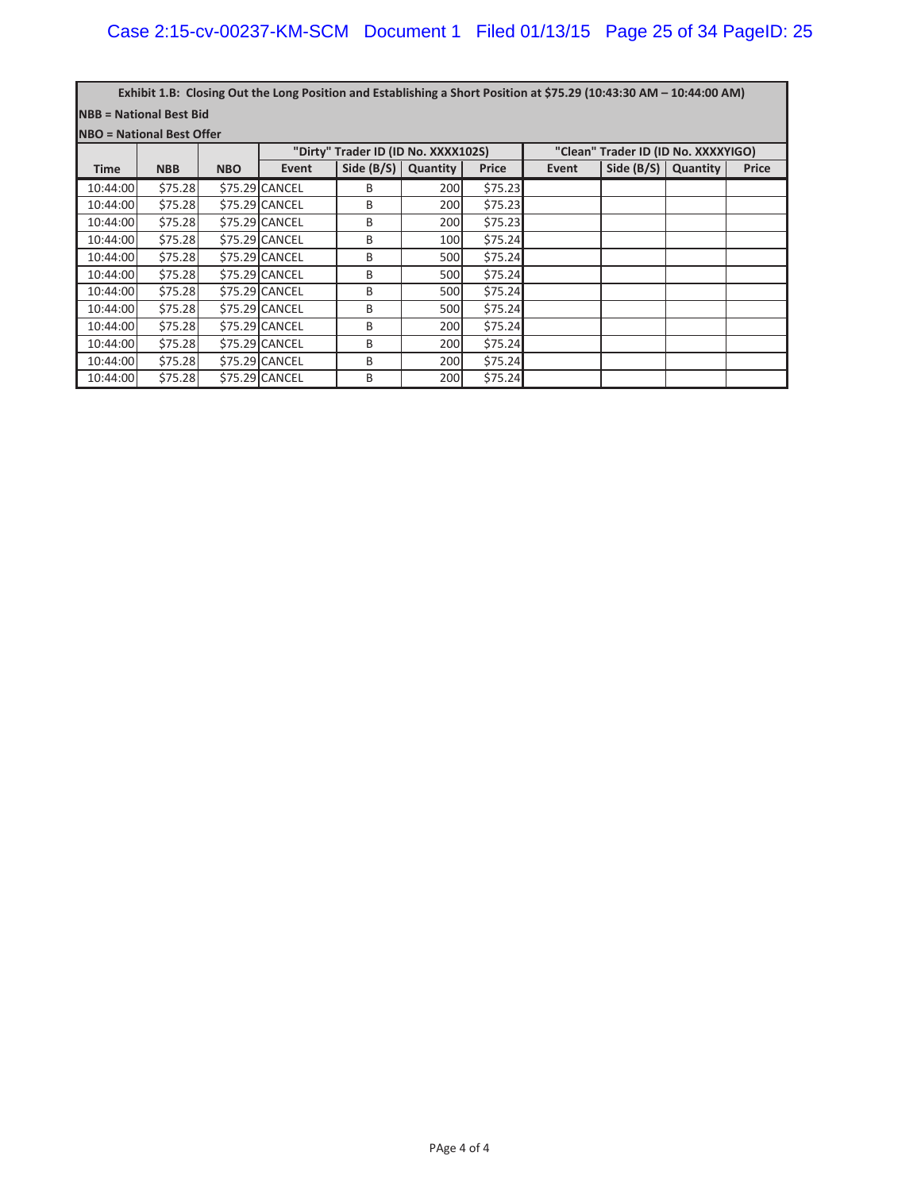**Exhibit 1.B: Closing Out the Long Position and Establishing a Short Position at $75.29 (10:43:30 AM – 10:44:00 AM)**

**NBB = National Best Bid**

**NBO = National Best Offer**

| | | | "Dirty" Trader ID (ID No. XXXX102S) | | | | "Clean" Trader ID (ID No. XXXXYIGO) | | | |
|---|---|---|---|---|---|---|---|---|---|---|
| **Time** | **NBB** | **NBO** | **Event** | **Side (B/S)** | **Quantity** | **Price** | **Event** | **Side (B/S)** | **Quantity** | **Price** |
| 10:44:00 | $75.28 | $75.29 | CANCEL | B | 200 | $75.23 | | | | |
| 10:44:00 | $75.28 | $75.29 | CANCEL | B | 200 | $75.23 | | | | |
| 10:44:00 | $75.28 | $75.29 | CANCEL | B | 200 | $75.23 | | | | |
| 10:44:00 | $75.28 | $75.29 | CANCEL | B | 100 | $75.24 | | | | |
| 10:44:00 | $75.28 | $75.29 | CANCEL | B | 500 | $75.24 | | | | |
| 10:44:00 | $75.28 | $75.29 | CANCEL | B | 500 | $75.24 | | | | |
| 10:44:00 | $75.28 | $75.29 | CANCEL | B | 500 | $75.24 | | | | |
| 10:44:00 | $75.28 | $75.29 | CANCEL | B | 500 | $75.24 | | | | |
| 10:44:00 | $75.28 | $75.29 | CANCEL | B | 200 | $75.24 | | | | |
| 10:44:00 | $75.28 | $75.29 | CANCEL | B | 200 | $75.24 | | | | |
| 10:44:00 | $75.28 | $75.29 | CANCEL | B | 200 | $75.24 | | | | |
| 10:44:00 | $75.28 | $75.29 | CANCEL | B | 200 | $75.24 | | | | |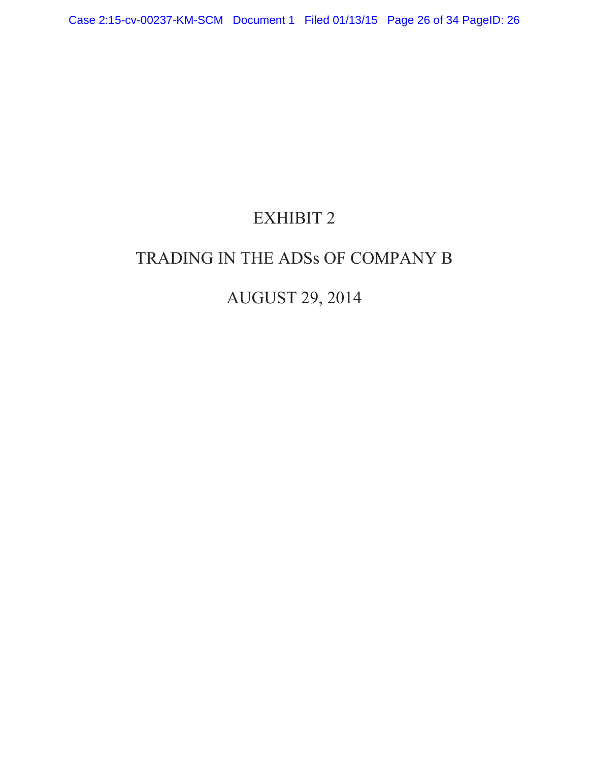# EXHIBIT 2

# TRADING IN THE ADSs OF COMPANY B

# AUGUST 29, 2014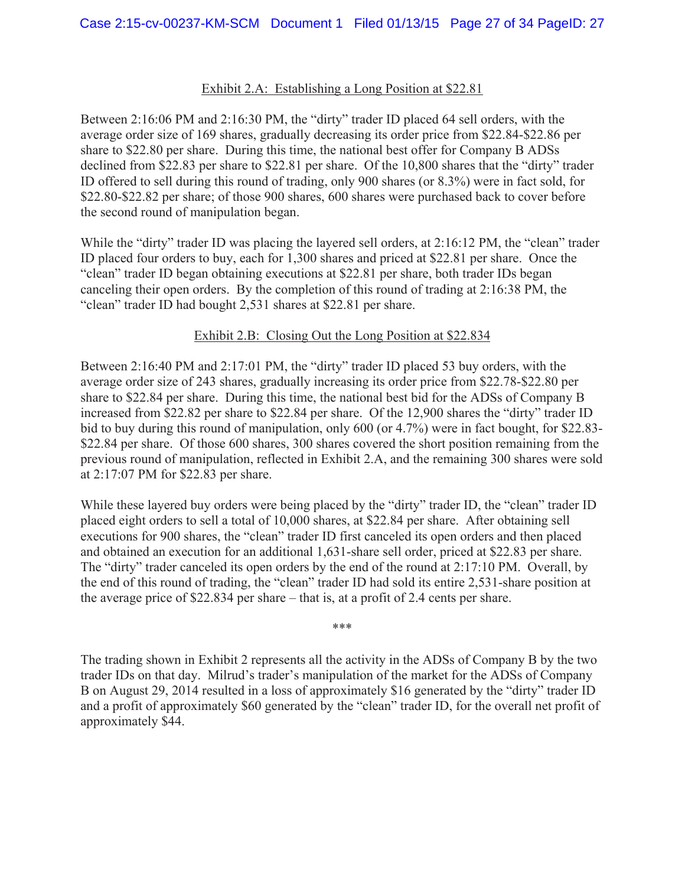<u>Exhibit 2.A: Establishing a Long Position at $22.81</u>

Between 2:16:06 PM and 2:16:30 PM, the "dirty" trader ID placed 64 sell orders, with the average order size of 169 shares, gradually decreasing its order price from $22.84-$22.86 per share to $22.80 per share. During this time, the national best offer for Company B ADSs declined from $22.83 per share to $22.81 per share. Of the 10,800 shares that the "dirty" trader ID offered to sell during this round of trading, only 900 shares (or 8.3%) were in fact sold, for $22.80-$22.82 per share; of those 900 shares, 600 shares were purchased back to cover before the second round of manipulation began.

While the "dirty" trader ID was placing the layered sell orders, at 2:16:12 PM, the "clean" trader ID placed four orders to buy, each for 1,300 shares and priced at $22.81 per share. Once the "clean" trader ID began obtaining executions at $22.81 per share, both trader IDs began canceling their open orders. By the completion of this round of trading at 2:16:38 PM, the "clean" trader ID had bought 2,531 shares at $22.81 per share.

<u>Exhibit 2.B: Closing Out the Long Position at $22.834</u>

Between 2:16:40 PM and 2:17:01 PM, the "dirty" trader ID placed 53 buy orders, with the average order size of 243 shares, gradually increasing its order price from $22.78-$22.80 per share to $22.84 per share. During this time, the national best bid for the ADSs of Company B increased from $22.82 per share to $22.84 per share. Of the 12,900 shares the "dirty" trader ID bid to buy during this round of manipulation, only 600 (or 4.7%) were in fact bought, for $22.83-$22.84 per share. Of those 600 shares, 300 shares covered the short position remaining from the previous round of manipulation, reflected in Exhibit 2.A, and the remaining 300 shares were sold at 2:17:07 PM for $22.83 per share.

While these layered buy orders were being placed by the "dirty" trader ID, the "clean" trader ID placed eight orders to sell a total of 10,000 shares, at $22.84 per share. After obtaining sell executions for 900 shares, the "clean" trader ID first canceled its open orders and then placed and obtained an execution for an additional 1,631-share sell order, priced at $22.83 per share. The "dirty" trader canceled its open orders by the end of the round at 2:17:10 PM. Overall, by the end of this round of trading, the "clean" trader ID had sold its entire 2,531-share position at the average price of $22.834 per share – that is, at a profit of 2.4 cents per share.

***

The trading shown in Exhibit 2 represents all the activity in the ADSs of Company B by the two trader IDs on that day. Milrud's trader's manipulation of the market for the ADSs of Company B on August 29, 2014 resulted in a loss of approximately $16 generated by the "dirty" trader ID and a profit of approximately $60 generated by the "clean" trader ID, for the overall net profit of approximately $44.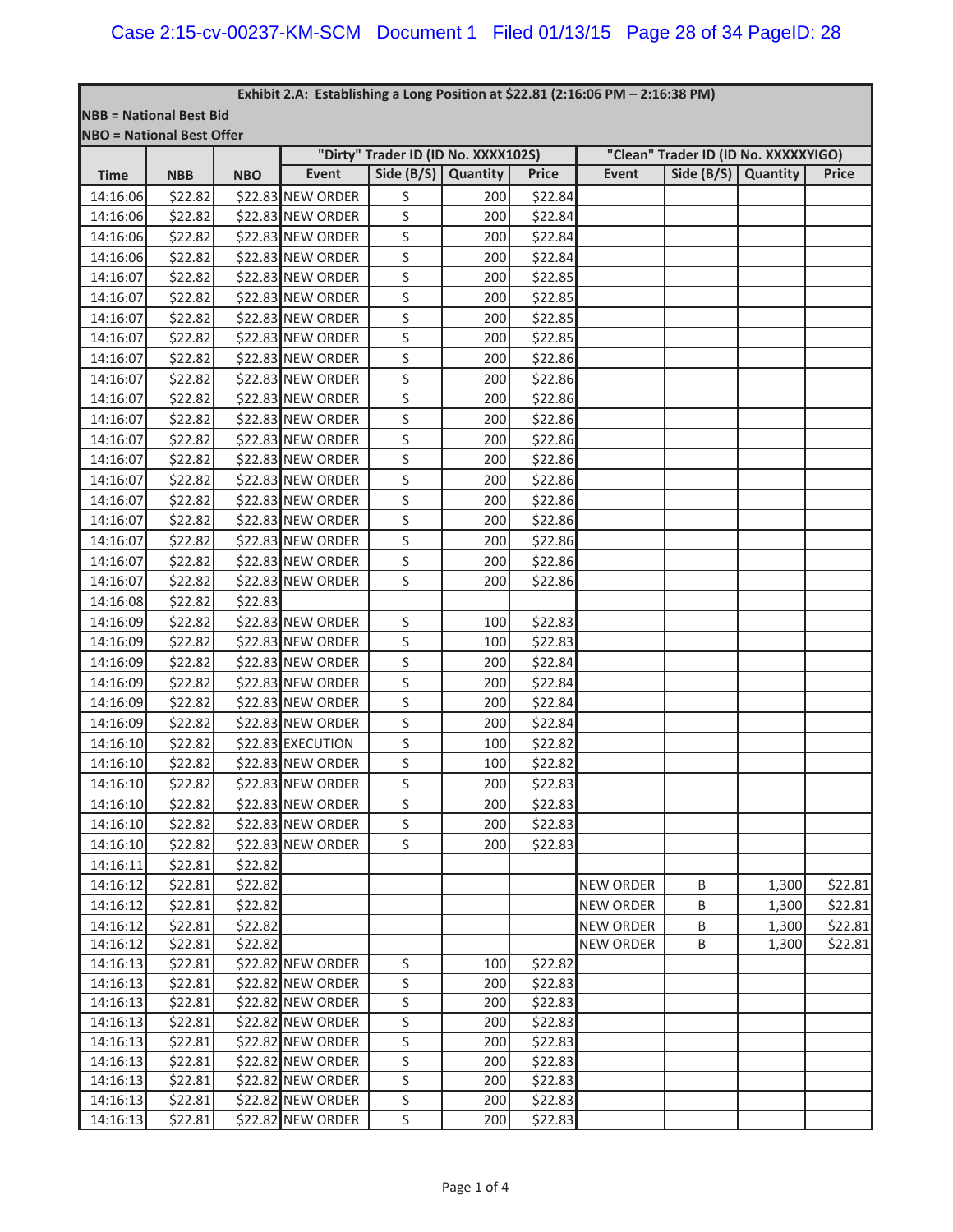| Exhibit 2.A: Establishing a Long Position at $22.81 (2:16:06 PM – 2:16:38 PM) | | | | | | | | | | |
|---|---|---|---|---|---|---|---|---|---|---|
| NBB = National Best Bid | | | | | | | | | | |
| NBO = National Best Offer | | | | | | | | | | |
| | | | "Dirty" Trader ID (ID No. XXXX102S) | | | | "Clean" Trader ID (ID No. XXXXXYIGO) | | | |
| Time | NBB | NBO | Event | Side (B/S) | Quantity | Price | Event | Side (B/S) | Quantity | Price |
| 14:16:06 | $22.82 | $22.83 | NEW ORDER | S | 200 | $22.84 | | | | |
| 14:16:06 | $22.82 | $22.83 | NEW ORDER | S | 200 | $22.84 | | | | |
| 14:16:06 | $22.82 | $22.83 | NEW ORDER | S | 200 | $22.84 | | | | |
| 14:16:06 | $22.82 | $22.83 | NEW ORDER | S | 200 | $22.84 | | | | |
| 14:16:07 | $22.82 | $22.83 | NEW ORDER | S | 200 | $22.85 | | | | |
| 14:16:07 | $22.82 | $22.83 | NEW ORDER | S | 200 | $22.85 | | | | |
| 14:16:07 | $22.82 | $22.83 | NEW ORDER | S | 200 | $22.85 | | | | |
| 14:16:07 | $22.82 | $22.83 | NEW ORDER | S | 200 | $22.85 | | | | |
| 14:16:07 | $22.82 | $22.83 | NEW ORDER | S | 200 | $22.86 | | | | |
| 14:16:07 | $22.82 | $22.83 | NEW ORDER | S | 200 | $22.86 | | | | |
| 14:16:07 | $22.82 | $22.83 | NEW ORDER | S | 200 | $22.86 | | | | |
| 14:16:07 | $22.82 | $22.83 | NEW ORDER | S | 200 | $22.86 | | | | |
| 14:16:07 | $22.82 | $22.83 | NEW ORDER | S | 200 | $22.86 | | | | |
| 14:16:07 | $22.82 | $22.83 | NEW ORDER | S | 200 | $22.86 | | | | |
| 14:16:07 | $22.82 | $22.83 | NEW ORDER | S | 200 | $22.86 | | | | |
| 14:16:07 | $22.82 | $22.83 | NEW ORDER | S | 200 | $22.86 | | | | |
| 14:16:07 | $22.82 | $22.83 | NEW ORDER | S | 200 | $22.86 | | | | |
| 14:16:07 | $22.82 | $22.83 | NEW ORDER | S | 200 | $22.86 | | | | |
| 14:16:07 | $22.82 | $22.83 | NEW ORDER | S | 200 | $22.86 | | | | |
| 14:16:07 | $22.82 | $22.83 | NEW ORDER | S | 200 | $22.86 | | | | |
| 14:16:08 | $22.82 | $22.83 | | | | | | | | |
| 14:16:09 | $22.82 | $22.83 | NEW ORDER | S | 100 | $22.83 | | | | |
| 14:16:09 | $22.82 | $22.83 | NEW ORDER | S | 100 | $22.83 | | | | |
| 14:16:09 | $22.82 | $22.83 | NEW ORDER | S | 200 | $22.84 | | | | |
| 14:16:09 | $22.82 | $22.83 | NEW ORDER | S | 200 | $22.84 | | | | |
| 14:16:09 | $22.82 | $22.83 | NEW ORDER | S | 200 | $22.84 | | | | |
| 14:16:09 | $22.82 | $22.83 | NEW ORDER | S | 200 | $22.84 | | | | |
| 14:16:10 | $22.82 | $22.83 | EXECUTION | S | 100 | $22.82 | | | | |
| 14:16:10 | $22.82 | $22.83 | NEW ORDER | S | 100 | $22.82 | | | | |
| 14:16:10 | $22.82 | $22.83 | NEW ORDER | S | 200 | $22.83 | | | | |
| 14:16:10 | $22.82 | $22.83 | NEW ORDER | S | 200 | $22.83 | | | | |
| 14:16:10 | $22.82 | $22.83 | NEW ORDER | S | 200 | $22.83 | | | | |
| 14:16:10 | $22.82 | $22.83 | NEW ORDER | S | 200 | $22.83 | | | | |
| 14:16:11 | $22.81 | $22.82 | | | | | | | | |
| 14:16:12 | $22.81 | $22.82 | | | | | NEW ORDER | B | 1,300 | $22.81 |
| 14:16:12 | $22.81 | $22.82 | | | | | NEW ORDER | B | 1,300 | $22.81 |
| 14:16:12 | $22.81 | $22.82 | | | | | NEW ORDER | B | 1,300 | $22.81 |
| 14:16:12 | $22.81 | $22.82 | | | | | NEW ORDER | B | 1,300 | $22.81 |
| 14:16:13 | $22.81 | $22.82 | NEW ORDER | S | 100 | $22.82 | | | | |
| 14:16:13 | $22.81 | $22.82 | NEW ORDER | S | 200 | $22.83 | | | | |
| 14:16:13 | $22.81 | $22.82 | NEW ORDER | S | 200 | $22.83 | | | | |
| 14:16:13 | $22.81 | $22.82 | NEW ORDER | S | 200 | $22.83 | | | | |
| 14:16:13 | $22.81 | $22.82 | NEW ORDER | S | 200 | $22.83 | | | | |
| 14:16:13 | $22.81 | $22.82 | NEW ORDER | S | 200 | $22.83 | | | | |
| 14:16:13 | $22.81 | $22.82 | NEW ORDER | S | 200 | $22.83 | | | | |
| 14:16:13 | $22.81 | $22.82 | NEW ORDER | S | 200 | $22.83 | | | | |
| 14:16:13 | $22.81 | $22.82 | NEW ORDER | S | 200 | $22.83 | | | | |

Page 1 of 4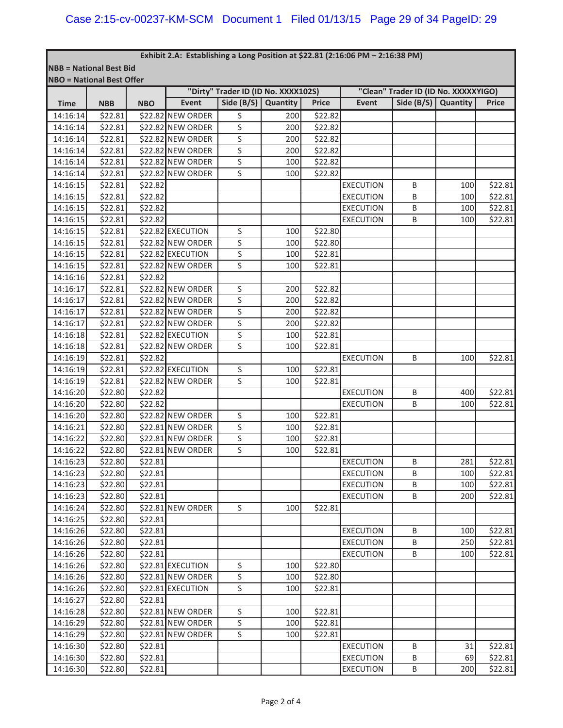**Exhibit 2.A: Establishing a Long Position at $22.81 (2:16:06 PM – 2:16:38 PM)**

**NBB = National Best Bid**

**NBO = National Best Offer**

| | | | "Dirty" Trader ID (ID No. XXXX102S) | | | | "Clean" Trader ID (ID No. XXXXXYIGO) | | | |
|---|---|---|---|---|---|---|---|---|---|---|
| **Time** | **NBB** | **NBO** | **Event** | **Side (B/S)** | **Quantity** | **Price** | **Event** | **Side (B/S)** | **Quantity** | **Price** |
| 14:16:14 | $22.81 | $22.82 | NEW ORDER | S | 200 | $22.82 | | | | |
| 14:16:14 | $22.81 | $22.82 | NEW ORDER | S | 200 | $22.82 | | | | |
| 14:16:14 | $22.81 | $22.82 | NEW ORDER | S | 200 | $22.82 | | | | |
| 14:16:14 | $22.81 | $22.82 | NEW ORDER | S | 200 | $22.82 | | | | |
| 14:16:14 | $22.81 | $22.82 | NEW ORDER | S | 100 | $22.82 | | | | |
| 14:16:14 | $22.81 | $22.82 | NEW ORDER | S | 100 | $22.82 | | | | |
| 14:16:15 | $22.81 | $22.82 | | | | | EXECUTION | B | 100 | $22.81 |
| 14:16:15 | $22.81 | $22.82 | | | | | EXECUTION | B | 100 | $22.81 |
| 14:16:15 | $22.81 | $22.82 | | | | | EXECUTION | B | 100 | $22.81 |
| 14:16:15 | $22.81 | $22.82 | | | | | EXECUTION | B | 100 | $22.81 |
| 14:16:15 | $22.81 | $22.82 | EXECUTION | S | 100 | $22.80 | | | | |
| 14:16:15 | $22.81 | $22.82 | NEW ORDER | S | 100 | $22.80 | | | | |
| 14:16:15 | $22.81 | $22.82 | EXECUTION | S | 100 | $22.81 | | | | |
| 14:16:15 | $22.81 | $22.82 | NEW ORDER | S | 100 | $22.81 | | | | |
| 14:16:16 | $22.81 | $22.82 | | | | | | | | |
| 14:16:17 | $22.81 | $22.82 | NEW ORDER | S | 200 | $22.82 | | | | |
| 14:16:17 | $22.81 | $22.82 | NEW ORDER | S | 200 | $22.82 | | | | |
| 14:16:17 | $22.81 | $22.82 | NEW ORDER | S | 200 | $22.82 | | | | |
| 14:16:17 | $22.81 | $22.82 | NEW ORDER | S | 200 | $22.82 | | | | |
| 14:16:18 | $22.81 | $22.82 | EXECUTION | S | 100 | $22.81 | | | | |
| 14:16:18 | $22.81 | $22.82 | NEW ORDER | S | 100 | $22.81 | | | | |
| 14:16:19 | $22.81 | $22.82 | | | | | EXECUTION | B | 100 | $22.81 |
| 14:16:19 | $22.81 | $22.82 | EXECUTION | S | 100 | $22.81 | | | | |
| 14:16:19 | $22.81 | $22.82 | NEW ORDER | S | 100 | $22.81 | | | | |
| 14:16:20 | $22.80 | $22.82 | | | | | EXECUTION | B | 400 | $22.81 |
| 14:16:20 | $22.80 | $22.82 | | | | | EXECUTION | B | 100 | $22.81 |
| 14:16:20 | $22.80 | $22.82 | NEW ORDER | S | 100 | $22.81 | | | | |
| 14:16:21 | $22.80 | $22.81 | NEW ORDER | S | 100 | $22.81 | | | | |
| 14:16:22 | $22.80 | $22.81 | NEW ORDER | S | 100 | $22.81 | | | | |
| 14:16:22 | $22.80 | $22.81 | NEW ORDER | S | 100 | $22.81 | | | | |
| 14:16:23 | $22.80 | $22.81 | | | | | EXECUTION | B | 281 | $22.81 |
| 14:16:23 | $22.80 | $22.81 | | | | | EXECUTION | B | 100 | $22.81 |
| 14:16:23 | $22.80 | $22.81 | | | | | EXECUTION | B | 100 | $22.81 |
| 14:16:23 | $22.80 | $22.81 | | | | | EXECUTION | B | 200 | $22.81 |
| 14:16:24 | $22.80 | $22.81 | NEW ORDER | S | 100 | $22.81 | | | | |
| 14:16:25 | $22.80 | $22.81 | | | | | | | | |
| 14:16:26 | $22.80 | $22.81 | | | | | EXECUTION | B | 100 | $22.81 |
| 14:16:26 | $22.80 | $22.81 | | | | | EXECUTION | B | 250 | $22.81 |
| 14:16:26 | $22.80 | $22.81 | | | | | EXECUTION | B | 100 | $22.81 |
| 14:16:26 | $22.80 | $22.81 | EXECUTION | S | 100 | $22.80 | | | | |
| 14:16:26 | $22.80 | $22.81 | NEW ORDER | S | 100 | $22.80 | | | | |
| 14:16:26 | $22.80 | $22.81 | EXECUTION | S | 100 | $22.81 | | | | |
| 14:16:27 | $22.80 | $22.81 | | | | | | | | |
| 14:16:28 | $22.80 | $22.81 | NEW ORDER | S | 100 | $22.81 | | | | |
| 14:16:29 | $22.80 | $22.81 | NEW ORDER | S | 100 | $22.81 | | | | |
| 14:16:29 | $22.80 | $22.81 | NEW ORDER | S | 100 | $22.81 | | | | |
| 14:16:30 | $22.80 | $22.81 | | | | | EXECUTION | B | 31 | $22.81 |
| 14:16:30 | $22.80 | $22.81 | | | | | EXECUTION | B | 69 | $22.81 |
| 14:16:30 | $22.80 | $22.81 | | | | | EXECUTION | B | 200 | $22.81 |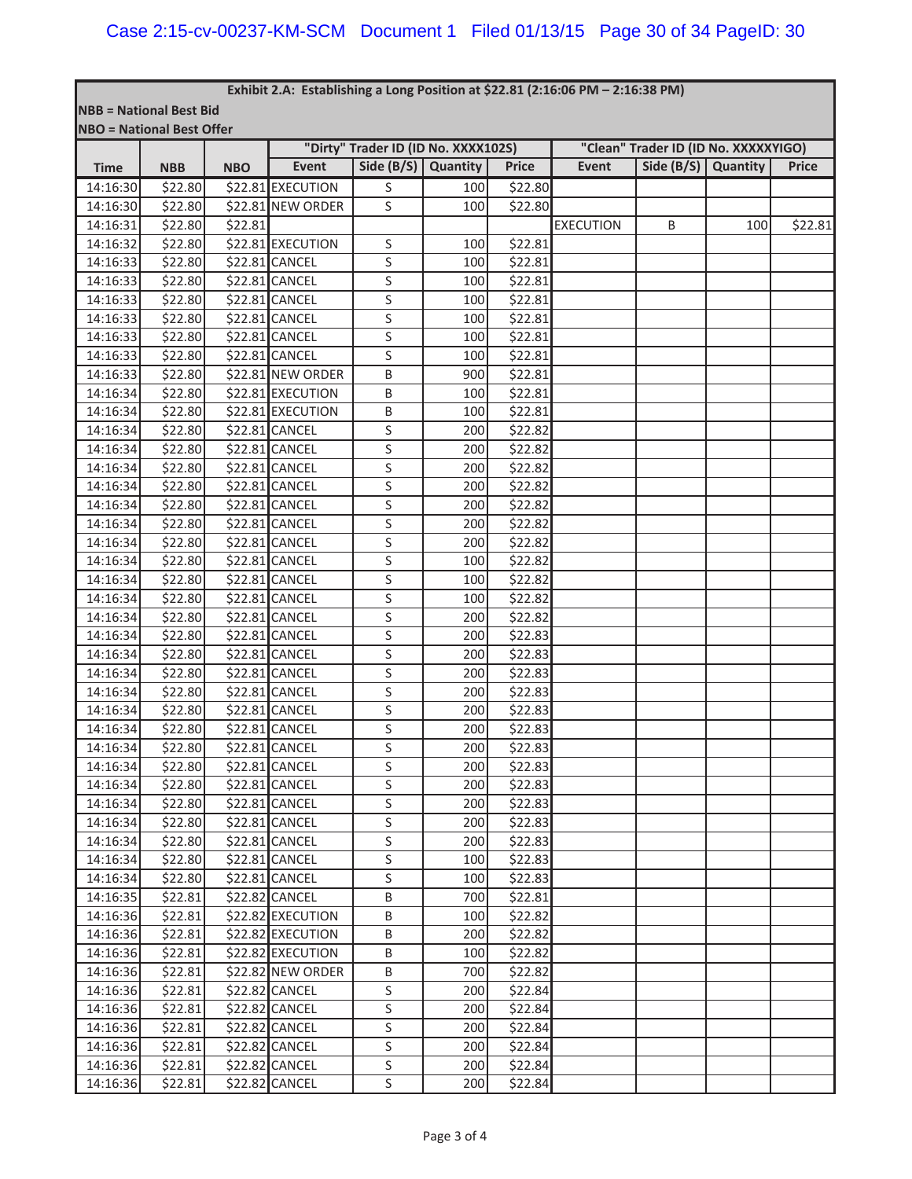| Exhibit 2.A: Establishing a Long Position at $22.81 (2:16:06 PM – 2:16:38 PM) | | | | | | | | | | |
|---|---|---|---|---|---|---|---|---|---|---|
| NBB = National Best Bid | | | | | | | | | | |
| NBO = National Best Offer | | | | | | | | | | |
| | | | "Dirty" Trader ID (ID No. XXXX102S) | | | | "Clean" Trader ID (ID No. XXXXXYIGO) | | | |
| Time | NBB | NBO | Event | Side (B/S) | Quantity | Price | Event | Side (B/S) | Quantity | Price |
| 14:16:30 | $22.80 | $22.81 | EXECUTION | S | 100 | $22.80 | | | | |
| 14:16:30 | $22.80 | $22.81 | NEW ORDER | S | 100 | $22.80 | | | | |
| 14:16:31 | $22.80 | $22.81 | | | | | EXECUTION | B | 100 | $22.81 |
| 14:16:32 | $22.80 | $22.81 | EXECUTION | S | 100 | $22.81 | | | | |
| 14:16:33 | $22.80 | $22.81 | CANCEL | S | 100 | $22.81 | | | | |
| 14:16:33 | $22.80 | $22.81 | CANCEL | S | 100 | $22.81 | | | | |
| 14:16:33 | $22.80 | $22.81 | CANCEL | S | 100 | $22.81 | | | | |
| 14:16:33 | $22.80 | $22.81 | CANCEL | S | 100 | $22.81 | | | | |
| 14:16:33 | $22.80 | $22.81 | CANCEL | S | 100 | $22.81 | | | | |
| 14:16:33 | $22.80 | $22.81 | CANCEL | S | 100 | $22.81 | | | | |
| 14:16:33 | $22.80 | $22.81 | NEW ORDER | B | 900 | $22.81 | | | | |
| 14:16:34 | $22.80 | $22.81 | EXECUTION | B | 100 | $22.81 | | | | |
| 14:16:34 | $22.80 | $22.81 | EXECUTION | B | 100 | $22.81 | | | | |
| 14:16:34 | $22.80 | $22.81 | CANCEL | S | 200 | $22.82 | | | | |
| 14:16:34 | $22.80 | $22.81 | CANCEL | S | 200 | $22.82 | | | | |
| 14:16:34 | $22.80 | $22.81 | CANCEL | S | 200 | $22.82 | | | | |
| 14:16:34 | $22.80 | $22.81 | CANCEL | S | 200 | $22.82 | | | | |
| 14:16:34 | $22.80 | $22.81 | CANCEL | S | 200 | $22.82 | | | | |
| 14:16:34 | $22.80 | $22.81 | CANCEL | S | 200 | $22.82 | | | | |
| 14:16:34 | $22.80 | $22.81 | CANCEL | S | 200 | $22.82 | | | | |
| 14:16:34 | $22.80 | $22.81 | CANCEL | S | 100 | $22.82 | | | | |
| 14:16:34 | $22.80 | $22.81 | CANCEL | S | 100 | $22.82 | | | | |
| 14:16:34 | $22.80 | $22.81 | CANCEL | S | 100 | $22.82 | | | | |
| 14:16:34 | $22.80 | $22.81 | CANCEL | S | 200 | $22.82 | | | | |
| 14:16:34 | $22.80 | $22.81 | CANCEL | S | 200 | $22.83 | | | | |
| 14:16:34 | $22.80 | $22.81 | CANCEL | S | 200 | $22.83 | | | | |
| 14:16:34 | $22.80 | $22.81 | CANCEL | S | 200 | $22.83 | | | | |
| 14:16:34 | $22.80 | $22.81 | CANCEL | S | 200 | $22.83 | | | | |
| 14:16:34 | $22.80 | $22.81 | CANCEL | S | 200 | $22.83 | | | | |
| 14:16:34 | $22.80 | $22.81 | CANCEL | S | 200 | $22.83 | | | | |
| 14:16:34 | $22.80 | $22.81 | CANCEL | S | 200 | $22.83 | | | | |
| 14:16:34 | $22.80 | $22.81 | CANCEL | S | 200 | $22.83 | | | | |
| 14:16:34 | $22.80 | $22.81 | CANCEL | S | 200 | $22.83 | | | | |
| 14:16:34 | $22.80 | $22.81 | CANCEL | S | 200 | $22.83 | | | | |
| 14:16:34 | $22.80 | $22.81 | CANCEL | S | 200 | $22.83 | | | | |
| 14:16:34 | $22.80 | $22.81 | CANCEL | S | 200 | $22.83 | | | | |
| 14:16:34 | $22.80 | $22.81 | CANCEL | S | 100 | $22.83 | | | | |
| 14:16:34 | $22.80 | $22.81 | CANCEL | S | 100 | $22.83 | | | | |
| 14:16:35 | $22.81 | $22.82 | CANCEL | B | 700 | $22.81 | | | | |
| 14:16:36 | $22.81 | $22.82 | EXECUTION | B | 100 | $22.82 | | | | |
| 14:16:36 | $22.81 | $22.82 | EXECUTION | B | 200 | $22.82 | | | | |
| 14:16:36 | $22.81 | $22.82 | EXECUTION | B | 100 | $22.82 | | | | |
| 14:16:36 | $22.81 | $22.82 | NEW ORDER | B | 700 | $22.82 | | | | |
| 14:16:36 | $22.81 | $22.82 | CANCEL | S | 200 | $22.84 | | | | |
| 14:16:36 | $22.81 | $22.82 | CANCEL | S | 200 | $22.84 | | | | |
| 14:16:36 | $22.81 | $22.82 | CANCEL | S | 200 | $22.84 | | | | |
| 14:16:36 | $22.81 | $22.82 | CANCEL | S | 200 | $22.84 | | | | |
| 14:16:36 | $22.81 | $22.82 | CANCEL | S | 200 | $22.84 | | | | |
| 14:16:36 | $22.81 | $22.82 | CANCEL | S | 200 | $22.84 | | | | |

Page 3 of 4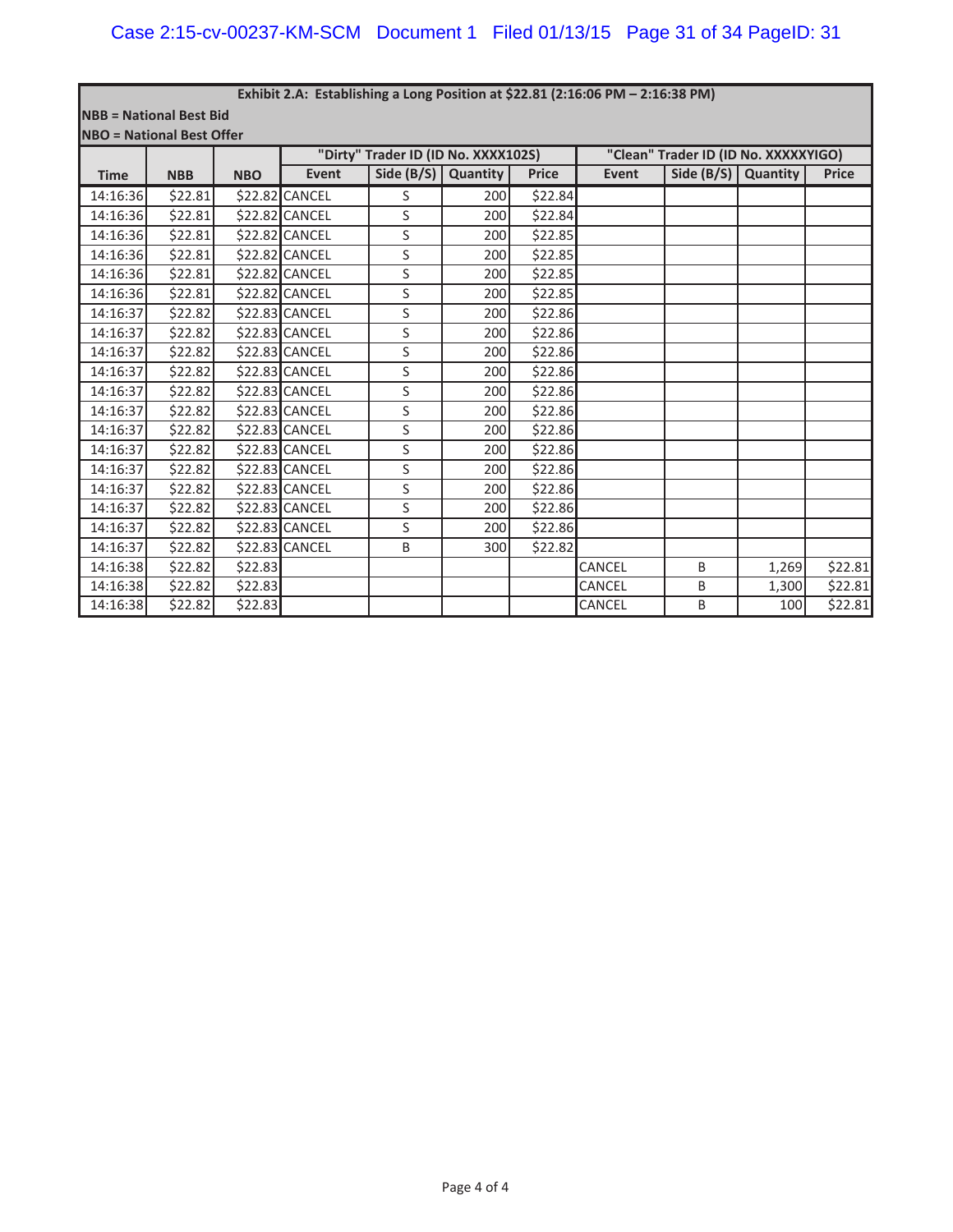| Exhibit 2.A: Establishing a Long Position at $22.81 (2:16:06 PM – 2:16:38 PM) | | | | | | | | | | |
|---|---|---|---|---|---|---|---|---|---|---|
| NBB = National Best Bid | | | | | | | | | | |
| NBO = National Best Offer | | | | | | | | | | |
| | | | "Dirty" Trader ID (ID No. XXXX102S) | | | | "Clean" Trader ID (ID No. XXXXXYIGO) | | | |
| Time | NBB | NBO | Event | Side (B/S) | Quantity | Price | Event | Side (B/S) | Quantity | Price |
| 14:16:36 | $22.81 | $22.82 | CANCEL | S | 200 | $22.84 | | | | |
| 14:16:36 | $22.81 | $22.82 | CANCEL | S | 200 | $22.84 | | | | |
| 14:16:36 | $22.81 | $22.82 | CANCEL | S | 200 | $22.85 | | | | |
| 14:16:36 | $22.81 | $22.82 | CANCEL | S | 200 | $22.85 | | | | |
| 14:16:36 | $22.81 | $22.82 | CANCEL | S | 200 | $22.85 | | | | |
| 14:16:36 | $22.81 | $22.82 | CANCEL | S | 200 | $22.85 | | | | |
| 14:16:37 | $22.82 | $22.83 | CANCEL | S | 200 | $22.86 | | | | |
| 14:16:37 | $22.82 | $22.83 | CANCEL | S | 200 | $22.86 | | | | |
| 14:16:37 | $22.82 | $22.83 | CANCEL | S | 200 | $22.86 | | | | |
| 14:16:37 | $22.82 | $22.83 | CANCEL | S | 200 | $22.86 | | | | |
| 14:16:37 | $22.82 | $22.83 | CANCEL | S | 200 | $22.86 | | | | |
| 14:16:37 | $22.82 | $22.83 | CANCEL | S | 200 | $22.86 | | | | |
| 14:16:37 | $22.82 | $22.83 | CANCEL | S | 200 | $22.86 | | | | |
| 14:16:37 | $22.82 | $22.83 | CANCEL | S | 200 | $22.86 | | | | |
| 14:16:37 | $22.82 | $22.83 | CANCEL | S | 200 | $22.86 | | | | |
| 14:16:37 | $22.82 | $22.83 | CANCEL | S | 200 | $22.86 | | | | |
| 14:16:37 | $22.82 | $22.83 | CANCEL | S | 200 | $22.86 | | | | |
| 14:16:37 | $22.82 | $22.83 | CANCEL | S | 200 | $22.86 | | | | |
| 14:16:37 | $22.82 | $22.83 | CANCEL | B | 300 | $22.82 | | | | |
| 14:16:38 | $22.82 | $22.83 | | | | | CANCEL | B | 1,269 | $22.81 |
| 14:16:38 | $22.82 | $22.83 | | | | | CANCEL | B | 1,300 | $22.81 |
| 14:16:38 | $22.82 | $22.83 | | | | | CANCEL | B | 100 | $22.81 |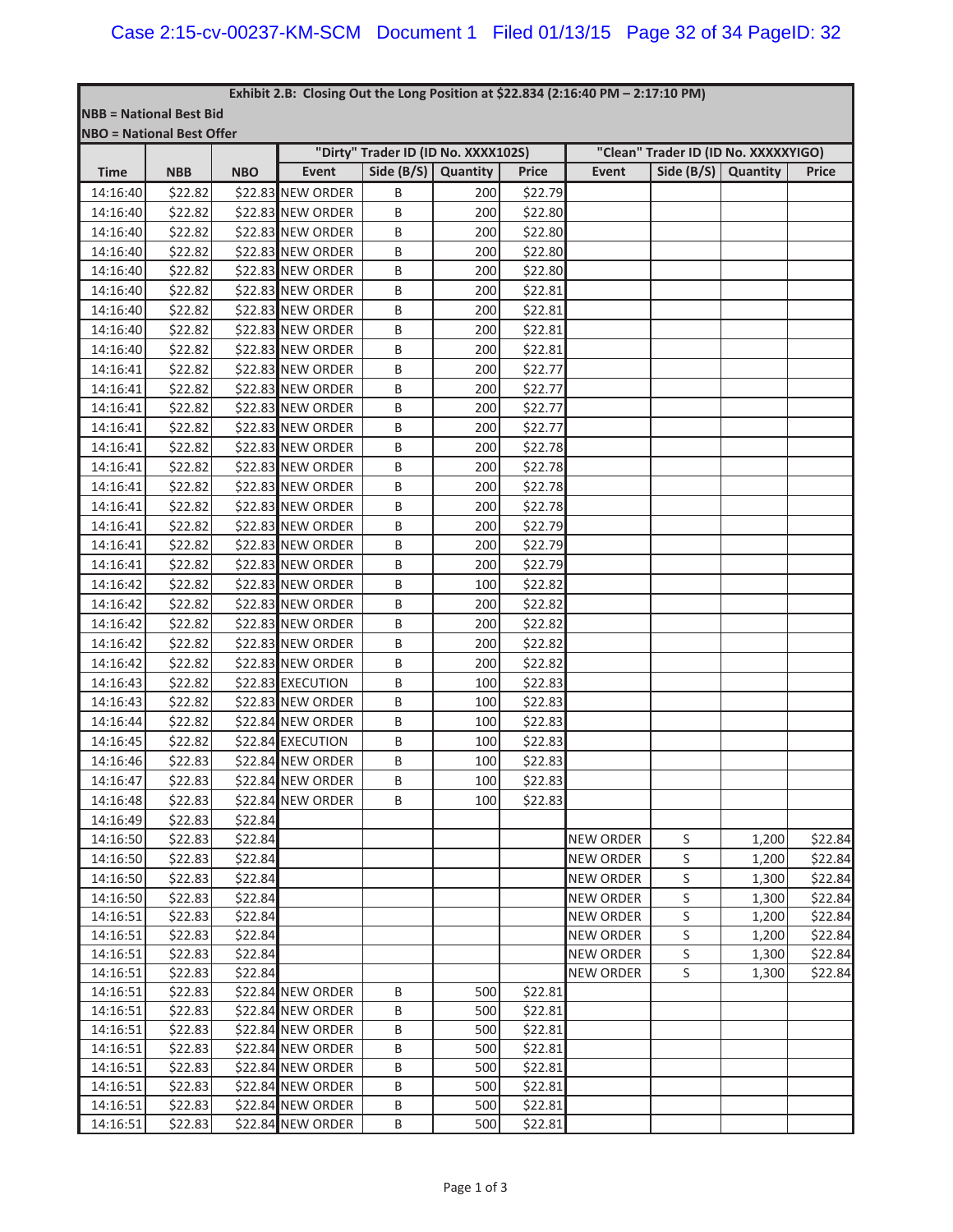| Exhibit 2.B: Closing Out the Long Position at $22.834 (2:16:40 PM – 2:17:10 PM) | | | | | | | | | | |
|---|---|---|---|---|---|---|---|---|---|---|
| NBB = National Best Bid | | | | | | | | | | |
| NBO = National Best Offer | | | | | | | | | | |
| | | | "Dirty" Trader ID (ID No. XXXX102S) | | | | "Clean" Trader ID (ID No. XXXXXYIGO) | | | |
| Time | NBB | NBO | Event | Side (B/S) | Quantity | Price | Event | Side (B/S) | Quantity | Price |
| 14:16:40 | $22.82 | $22.83 | NEW ORDER | B | 200 | $22.79 | | | | |
| 14:16:40 | $22.82 | $22.83 | NEW ORDER | B | 200 | $22.80 | | | | |
| 14:16:40 | $22.82 | $22.83 | NEW ORDER | B | 200 | $22.80 | | | | |
| 14:16:40 | $22.82 | $22.83 | NEW ORDER | B | 200 | $22.80 | | | | |
| 14:16:40 | $22.82 | $22.83 | NEW ORDER | B | 200 | $22.80 | | | | |
| 14:16:40 | $22.82 | $22.83 | NEW ORDER | B | 200 | $22.81 | | | | |
| 14:16:40 | $22.82 | $22.83 | NEW ORDER | B | 200 | $22.81 | | | | |
| 14:16:40 | $22.82 | $22.83 | NEW ORDER | B | 200 | $22.81 | | | | |
| 14:16:40 | $22.82 | $22.83 | NEW ORDER | B | 200 | $22.81 | | | | |
| 14:16:41 | $22.82 | $22.83 | NEW ORDER | B | 200 | $22.77 | | | | |
| 14:16:41 | $22.82 | $22.83 | NEW ORDER | B | 200 | $22.77 | | | | |
| 14:16:41 | $22.82 | $22.83 | NEW ORDER | B | 200 | $22.77 | | | | |
| 14:16:41 | $22.82 | $22.83 | NEW ORDER | B | 200 | $22.77 | | | | |
| 14:16:41 | $22.82 | $22.83 | NEW ORDER | B | 200 | $22.78 | | | | |
| 14:16:41 | $22.82 | $22.83 | NEW ORDER | B | 200 | $22.78 | | | | |
| 14:16:41 | $22.82 | $22.83 | NEW ORDER | B | 200 | $22.78 | | | | |
| 14:16:41 | $22.82 | $22.83 | NEW ORDER | B | 200 | $22.78 | | | | |
| 14:16:41 | $22.82 | $22.83 | NEW ORDER | B | 200 | $22.79 | | | | |
| 14:16:41 | $22.82 | $22.83 | NEW ORDER | B | 200 | $22.79 | | | | |
| 14:16:41 | $22.82 | $22.83 | NEW ORDER | B | 200 | $22.79 | | | | |
| 14:16:42 | $22.82 | $22.83 | NEW ORDER | B | 100 | $22.82 | | | | |
| 14:16:42 | $22.82 | $22.83 | NEW ORDER | B | 200 | $22.82 | | | | |
| 14:16:42 | $22.82 | $22.83 | NEW ORDER | B | 200 | $22.82 | | | | |
| 14:16:42 | $22.82 | $22.83 | NEW ORDER | B | 200 | $22.82 | | | | |
| 14:16:42 | $22.82 | $22.83 | NEW ORDER | B | 200 | $22.82 | | | | |
| 14:16:43 | $22.82 | $22.83 | EXECUTION | B | 100 | $22.83 | | | | |
| 14:16:43 | $22.82 | $22.83 | NEW ORDER | B | 100 | $22.83 | | | | |
| 14:16:44 | $22.82 | $22.84 | NEW ORDER | B | 100 | $22.83 | | | | |
| 14:16:45 | $22.82 | $22.84 | EXECUTION | B | 100 | $22.83 | | | | |
| 14:16:46 | $22.83 | $22.84 | NEW ORDER | B | 100 | $22.83 | | | | |
| 14:16:47 | $22.83 | $22.84 | NEW ORDER | B | 100 | $22.83 | | | | |
| 14:16:48 | $22.83 | $22.84 | NEW ORDER | B | 100 | $22.83 | | | | |
| 14:16:49 | $22.83 | $22.84 | | | | | | | | |
| 14:16:50 | $22.83 | $22.84 | | | | | NEW ORDER | S | 1,200 | $22.84 |
| 14:16:50 | $22.83 | $22.84 | | | | | NEW ORDER | S | 1,200 | $22.84 |
| 14:16:50 | $22.83 | $22.84 | | | | | NEW ORDER | S | 1,300 | $22.84 |
| 14:16:50 | $22.83 | $22.84 | | | | | NEW ORDER | S | 1,300 | $22.84 |
| 14:16:51 | $22.83 | $22.84 | | | | | NEW ORDER | S | 1,200 | $22.84 |
| 14:16:51 | $22.83 | $22.84 | | | | | NEW ORDER | S | 1,200 | $22.84 |
| 14:16:51 | $22.83 | $22.84 | | | | | NEW ORDER | S | 1,300 | $22.84 |
| 14:16:51 | $22.83 | $22.84 | | | | | NEW ORDER | S | 1,300 | $22.84 |
| 14:16:51 | $22.83 | $22.84 | NEW ORDER | B | 500 | $22.81 | | | | |
| 14:16:51 | $22.83 | $22.84 | NEW ORDER | B | 500 | $22.81 | | | | |
| 14:16:51 | $22.83 | $22.84 | NEW ORDER | B | 500 | $22.81 | | | | |
| 14:16:51 | $22.83 | $22.84 | NEW ORDER | B | 500 | $22.81 | | | | |
| 14:16:51 | $22.83 | $22.84 | NEW ORDER | B | 500 | $22.81 | | | | |
| 14:16:51 | $22.83 | $22.84 | NEW ORDER | B | 500 | $22.81 | | | | |
| 14:16:51 | $22.83 | $22.84 | NEW ORDER | B | 500 | $22.81 | | | | |
| 14:16:51 | $22.83 | $22.84 | NEW ORDER | B | 500 | $22.81 | | | | |

Page 1 of 3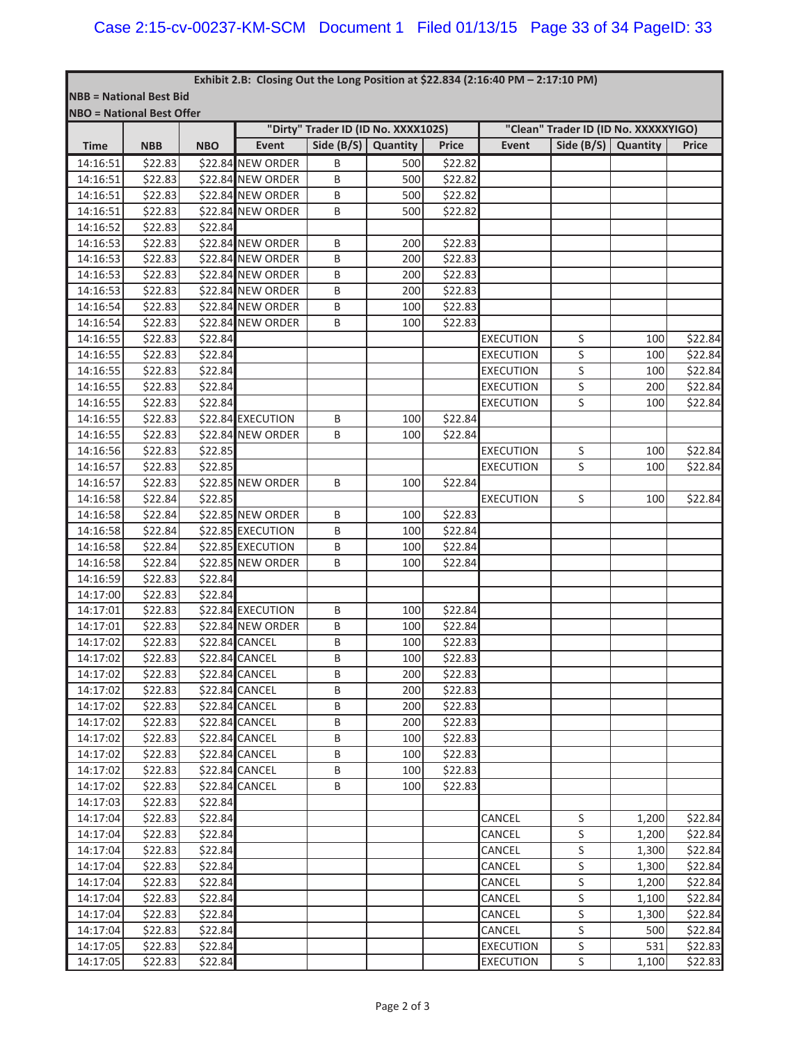**Exhibit 2.B: Closing Out the Long Position at $22.834 (2:16:40 PM – 2:17:10 PM)**

NBB = National Best Bid

NBO = National Best Offer

| | | | "Dirty" Trader ID (ID No. XXXX102S) | | | | "Clean" Trader ID (ID No. XXXXXYIGO) | | | |
|---|---|---|---|---|---|---|---|---|---|---|
| Time | NBB | NBO | Event | Side (B/S) | Quantity | Price | Event | Side (B/S) | Quantity | Price |
| 14:16:51 | $22.83 | $22.84 | NEW ORDER | B | 500 | $22.82 | | | | |
| 14:16:51 | $22.83 | $22.84 | NEW ORDER | B | 500 | $22.82 | | | | |
| 14:16:51 | $22.83 | $22.84 | NEW ORDER | B | 500 | $22.82 | | | | |
| 14:16:51 | $22.83 | $22.84 | NEW ORDER | B | 500 | $22.82 | | | | |
| 14:16:52 | $22.83 | $22.84 | | | | | | | | |
| 14:16:53 | $22.83 | $22.84 | NEW ORDER | B | 200 | $22.83 | | | | |
| 14:16:53 | $22.83 | $22.84 | NEW ORDER | B | 200 | $22.83 | | | | |
| 14:16:53 | $22.83 | $22.84 | NEW ORDER | B | 200 | $22.83 | | | | |
| 14:16:53 | $22.83 | $22.84 | NEW ORDER | B | 200 | $22.83 | | | | |
| 14:16:54 | $22.83 | $22.84 | NEW ORDER | B | 100 | $22.83 | | | | |
| 14:16:54 | $22.83 | $22.84 | NEW ORDER | B | 100 | $22.83 | | | | |
| 14:16:55 | $22.83 | $22.84 | | | | | EXECUTION | S | 100 | $22.84 |
| 14:16:55 | $22.83 | $22.84 | | | | | EXECUTION | S | 100 | $22.84 |
| 14:16:55 | $22.83 | $22.84 | | | | | EXECUTION | S | 100 | $22.84 |
| 14:16:55 | $22.83 | $22.84 | | | | | EXECUTION | S | 200 | $22.84 |
| 14:16:55 | $22.83 | $22.84 | | | | | EXECUTION | S | 100 | $22.84 |
| 14:16:55 | $22.83 | $22.84 | EXECUTION | B | 100 | $22.84 | | | | |
| 14:16:55 | $22.83 | $22.84 | NEW ORDER | B | 100 | $22.84 | | | | |
| 14:16:56 | $22.83 | $22.85 | | | | | EXECUTION | S | 100 | $22.84 |
| 14:16:57 | $22.83 | $22.85 | | | | | EXECUTION | S | 100 | $22.84 |
| 14:16:57 | $22.83 | $22.85 | NEW ORDER | B | 100 | $22.84 | | | | |
| 14:16:58 | $22.84 | $22.85 | | | | | EXECUTION | S | 100 | $22.84 |
| 14:16:58 | $22.84 | $22.85 | NEW ORDER | B | 100 | $22.83 | | | | |
| 14:16:58 | $22.84 | $22.85 | EXECUTION | B | 100 | $22.84 | | | | |
| 14:16:58 | $22.84 | $22.85 | EXECUTION | B | 100 | $22.84 | | | | |
| 14:16:58 | $22.84 | $22.85 | NEW ORDER | B | 100 | $22.84 | | | | |
| 14:16:59 | $22.83 | $22.84 | | | | | | | | |
| 14:17:00 | $22.83 | $22.84 | | | | | | | | |
| 14:17:01 | $22.83 | $22.84 | EXECUTION | B | 100 | $22.84 | | | | |
| 14:17:01 | $22.83 | $22.84 | NEW ORDER | B | 100 | $22.84 | | | | |
| 14:17:02 | $22.83 | $22.84 | CANCEL | B | 100 | $22.83 | | | | |
| 14:17:02 | $22.83 | $22.84 | CANCEL | B | 100 | $22.83 | | | | |
| 14:17:02 | $22.83 | $22.84 | CANCEL | B | 200 | $22.83 | | | | |
| 14:17:02 | $22.83 | $22.84 | CANCEL | B | 200 | $22.83 | | | | |
| 14:17:02 | $22.83 | $22.84 | CANCEL | B | 200 | $22.83 | | | | |
| 14:17:02 | $22.83 | $22.84 | CANCEL | B | 200 | $22.83 | | | | |
| 14:17:02 | $22.83 | $22.84 | CANCEL | B | 100 | $22.83 | | | | |
| 14:17:02 | $22.83 | $22.84 | CANCEL | B | 100 | $22.83 | | | | |
| 14:17:02 | $22.83 | $22.84 | CANCEL | B | 100 | $22.83 | | | | |
| 14:17:02 | $22.83 | $22.84 | CANCEL | B | 100 | $22.83 | | | | |
| 14:17:03 | $22.83 | $22.84 | | | | | | | | |
| 14:17:04 | $22.83 | $22.84 | | | | | CANCEL | S | 1,200 | $22.84 |
| 14:17:04 | $22.83 | $22.84 | | | | | CANCEL | S | 1,200 | $22.84 |
| 14:17:04 | $22.83 | $22.84 | | | | | CANCEL | S | 1,300 | $22.84 |
| 14:17:04 | $22.83 | $22.84 | | | | | CANCEL | S | 1,300 | $22.84 |
| 14:17:04 | $22.83 | $22.84 | | | | | CANCEL | S | 1,200 | $22.84 |
| 14:17:04 | $22.83 | $22.84 | | | | | CANCEL | S | 1,100 | $22.84 |
| 14:17:04 | $22.83 | $22.84 | | | | | CANCEL | S | 1,300 | $22.84 |
| 14:17:04 | $22.83 | $22.84 | | | | | CANCEL | S | 500 | $22.84 |
| 14:17:05 | $22.83 | $22.84 | | | | | EXECUTION | S | 531 | $22.83 |
| 14:17:05 | $22.83 | $22.84 | | | | | EXECUTION | S | 1,100 | $22.83 |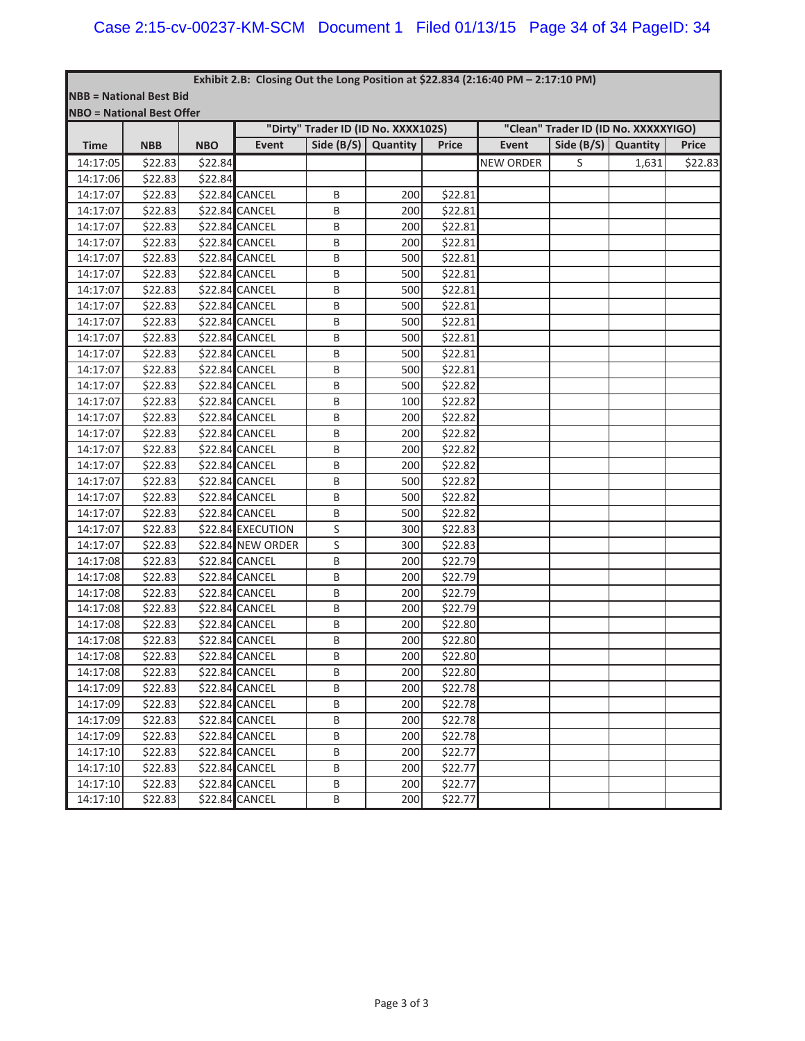| Exhibit 2.B: Closing Out the Long Position at $22.834 (2:16:40 PM – 2:17:10 PM) | | | | | | | | | | |
|---|---|---|---|---|---|---|---|---|---|---|
| NBB = National Best Bid | | | | | | | | | | |
| NBO = National Best Offer | | | | | | | | | | |
| | | | "Dirty" Trader ID (ID No. XXXX102S) | | | | "Clean" Trader ID (ID No. XXXXXYIGO) | | | |
| Time | NBB | NBO | Event | Side (B/S) | Quantity | Price | Event | Side (B/S) | Quantity | Price |
| 14:17:05 | $22.83 | $22.84 | | | | | NEW ORDER | S | 1,631 | $22.83 |
| 14:17:06 | $22.83 | $22.84 | | | | | | | | |
| 14:17:07 | $22.83 | $22.84 | CANCEL | B | 200 | $22.81 | | | | |
| 14:17:07 | $22.83 | $22.84 | CANCEL | B | 200 | $22.81 | | | | |
| 14:17:07 | $22.83 | $22.84 | CANCEL | B | 200 | $22.81 | | | | |
| 14:17:07 | $22.83 | $22.84 | CANCEL | B | 200 | $22.81 | | | | |
| 14:17:07 | $22.83 | $22.84 | CANCEL | B | 500 | $22.81 | | | | |
| 14:17:07 | $22.83 | $22.84 | CANCEL | B | 500 | $22.81 | | | | |
| 14:17:07 | $22.83 | $22.84 | CANCEL | B | 500 | $22.81 | | | | |
| 14:17:07 | $22.83 | $22.84 | CANCEL | B | 500 | $22.81 | | | | |
| 14:17:07 | $22.83 | $22.84 | CANCEL | B | 500 | $22.81 | | | | |
| 14:17:07 | $22.83 | $22.84 | CANCEL | B | 500 | $22.81 | | | | |
| 14:17:07 | $22.83 | $22.84 | CANCEL | B | 500 | $22.81 | | | | |
| 14:17:07 | $22.83 | $22.84 | CANCEL | B | 500 | $22.81 | | | | |
| 14:17:07 | $22.83 | $22.84 | CANCEL | B | 500 | $22.82 | | | | |
| 14:17:07 | $22.83 | $22.84 | CANCEL | B | 100 | $22.82 | | | | |
| 14:17:07 | $22.83 | $22.84 | CANCEL | B | 200 | $22.82 | | | | |
| 14:17:07 | $22.83 | $22.84 | CANCEL | B | 200 | $22.82 | | | | |
| 14:17:07 | $22.83 | $22.84 | CANCEL | B | 200 | $22.82 | | | | |
| 14:17:07 | $22.83 | $22.84 | CANCEL | B | 200 | $22.82 | | | | |
| 14:17:07 | $22.83 | $22.84 | CANCEL | B | 500 | $22.82 | | | | |
| 14:17:07 | $22.83 | $22.84 | CANCEL | B | 500 | $22.82 | | | | |
| 14:17:07 | $22.83 | $22.84 | CANCEL | B | 500 | $22.82 | | | | |
| 14:17:07 | $22.83 | $22.84 | EXECUTION | S | 300 | $22.83 | | | | |
| 14:17:07 | $22.83 | $22.84 | NEW ORDER | S | 300 | $22.83 | | | | |
| 14:17:08 | $22.83 | $22.84 | CANCEL | B | 200 | $22.79 | | | | |
| 14:17:08 | $22.83 | $22.84 | CANCEL | B | 200 | $22.79 | | | | |
| 14:17:08 | $22.83 | $22.84 | CANCEL | B | 200 | $22.79 | | | | |
| 14:17:08 | $22.83 | $22.84 | CANCEL | B | 200 | $22.79 | | | | |
| 14:17:08 | $22.83 | $22.84 | CANCEL | B | 200 | $22.80 | | | | |
| 14:17:08 | $22.83 | $22.84 | CANCEL | B | 200 | $22.80 | | | | |
| 14:17:08 | $22.83 | $22.84 | CANCEL | B | 200 | $22.80 | | | | |
| 14:17:08 | $22.83 | $22.84 | CANCEL | B | 200 | $22.80 | | | | |
| 14:17:09 | $22.83 | $22.84 | CANCEL | B | 200 | $22.78 | | | | |
| 14:17:09 | $22.83 | $22.84 | CANCEL | B | 200 | $22.78 | | | | |
| 14:17:09 | $22.83 | $22.84 | CANCEL | B | 200 | $22.78 | | | | |
| 14:17:09 | $22.83 | $22.84 | CANCEL | B | 200 | $22.78 | | | | |
| 14:17:10 | $22.83 | $22.84 | CANCEL | B | 200 | $22.77 | | | | |
| 14:17:10 | $22.83 | $22.84 | CANCEL | B | 200 | $22.77 | | | | |
| 14:17:10 | $22.83 | $22.84 | CANCEL | B | 200 | $22.77 | | | | |
| 14:17:10 | $22.83 | $22.84 | CANCEL | B | 200 | $22.77 | | | | |